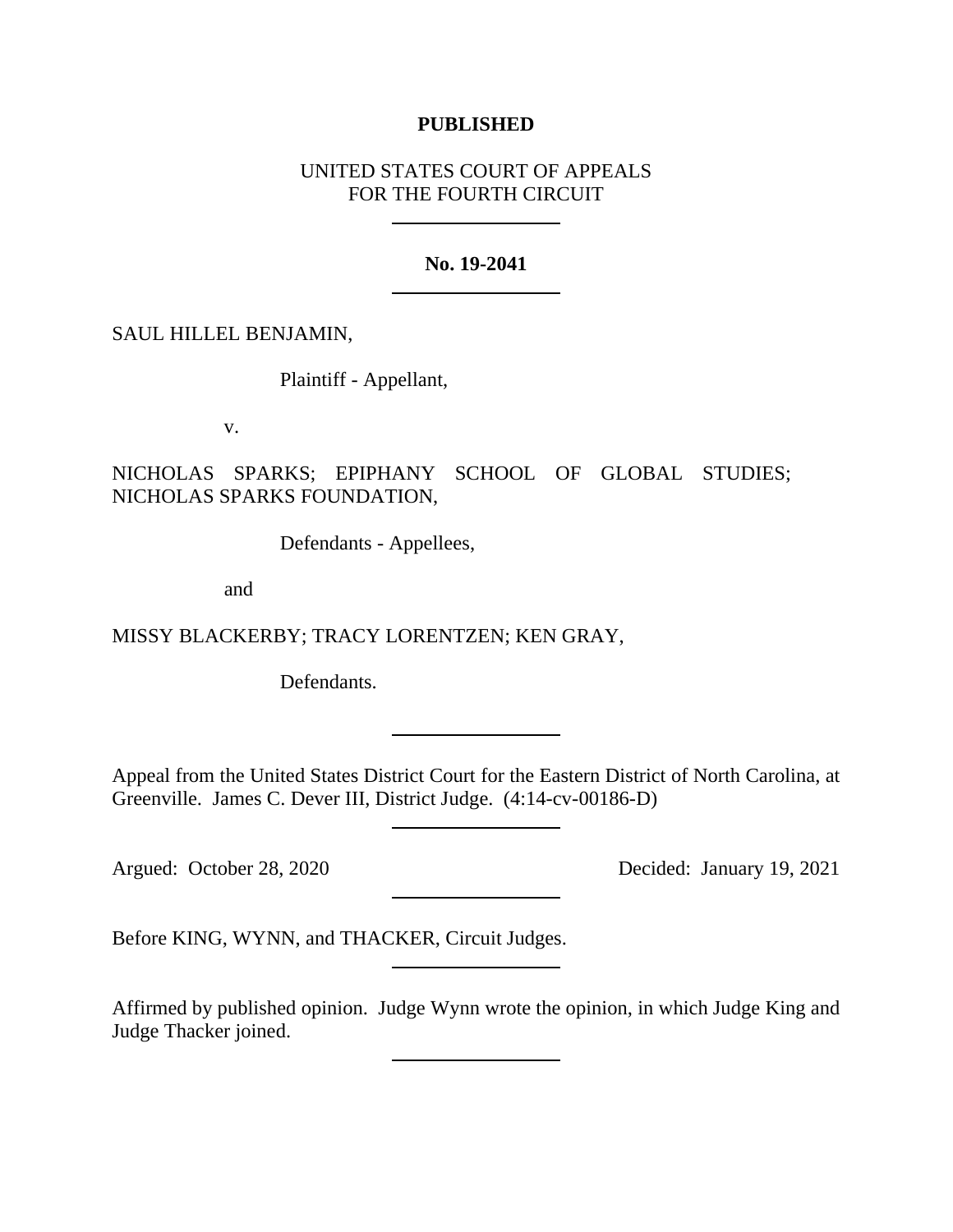**PUBLISHED**

UNITED STATES COURT OF APPEALS
FOR THE FOURTH CIRCUIT

---

**No. 19-2041**

---

SAUL HILLEL BENJAMIN,

Plaintiff - Appellant,

v.

NICHOLAS SPARKS; EPIPHANY SCHOOL OF GLOBAL STUDIES; NICHOLAS SPARKS FOUNDATION,

Defendants - Appellees,

and

MISSY BLACKERBY; TRACY LORENTZEN; KEN GRAY,

Defendants.

---

Appeal from the United States District Court for the Eastern District of North Carolina, at Greenville. James C. Dever III, District Judge. (4:14-cv-00186-D)

---

Argued: October 28, 2020 Decided: January 19, 2021

---

Before KING, WYNN, and THACKER, Circuit Judges.

---

Affirmed by published opinion. Judge Wynn wrote the opinion, in which Judge King and Judge Thacker joined.

---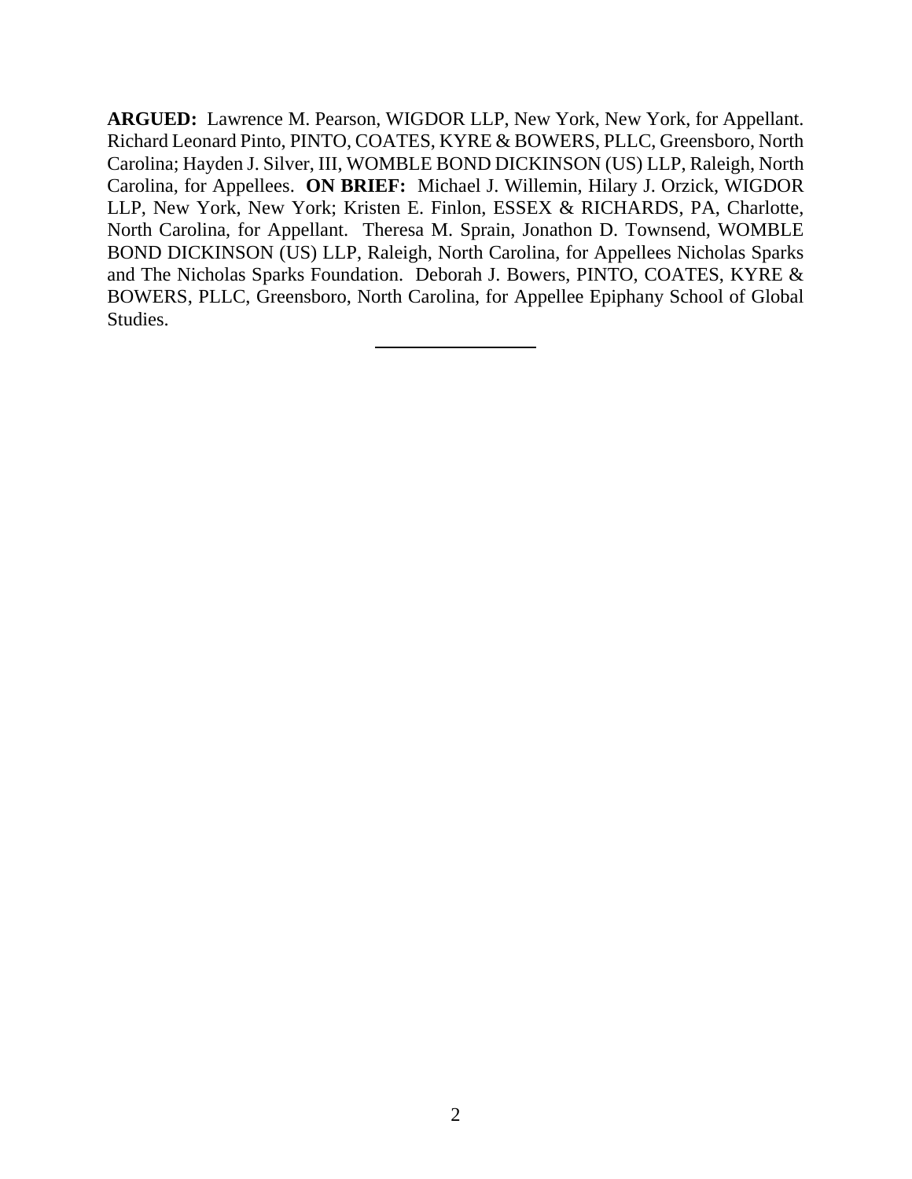**ARGUED:** Lawrence M. Pearson, WIGDOR LLP, New York, New York, for Appellant. Richard Leonard Pinto, PINTO, COATES, KYRE & BOWERS, PLLC, Greensboro, North Carolina; Hayden J. Silver, III, WOMBLE BOND DICKINSON (US) LLP, Raleigh, North Carolina, for Appellees. **ON BRIEF:** Michael J. Willemin, Hilary J. Orzick, WIGDOR LLP, New York, New York; Kristen E. Finlon, ESSEX & RICHARDS, PA, Charlotte, North Carolina, for Appellant. Theresa M. Sprain, Jonathon D. Townsend, WOMBLE BOND DICKINSON (US) LLP, Raleigh, North Carolina, for Appellees Nicholas Sparks and The Nicholas Sparks Foundation. Deborah J. Bowers, PINTO, COATES, KYRE & BOWERS, PLLC, Greensboro, North Carolina, for Appellee Epiphany School of Global Studies.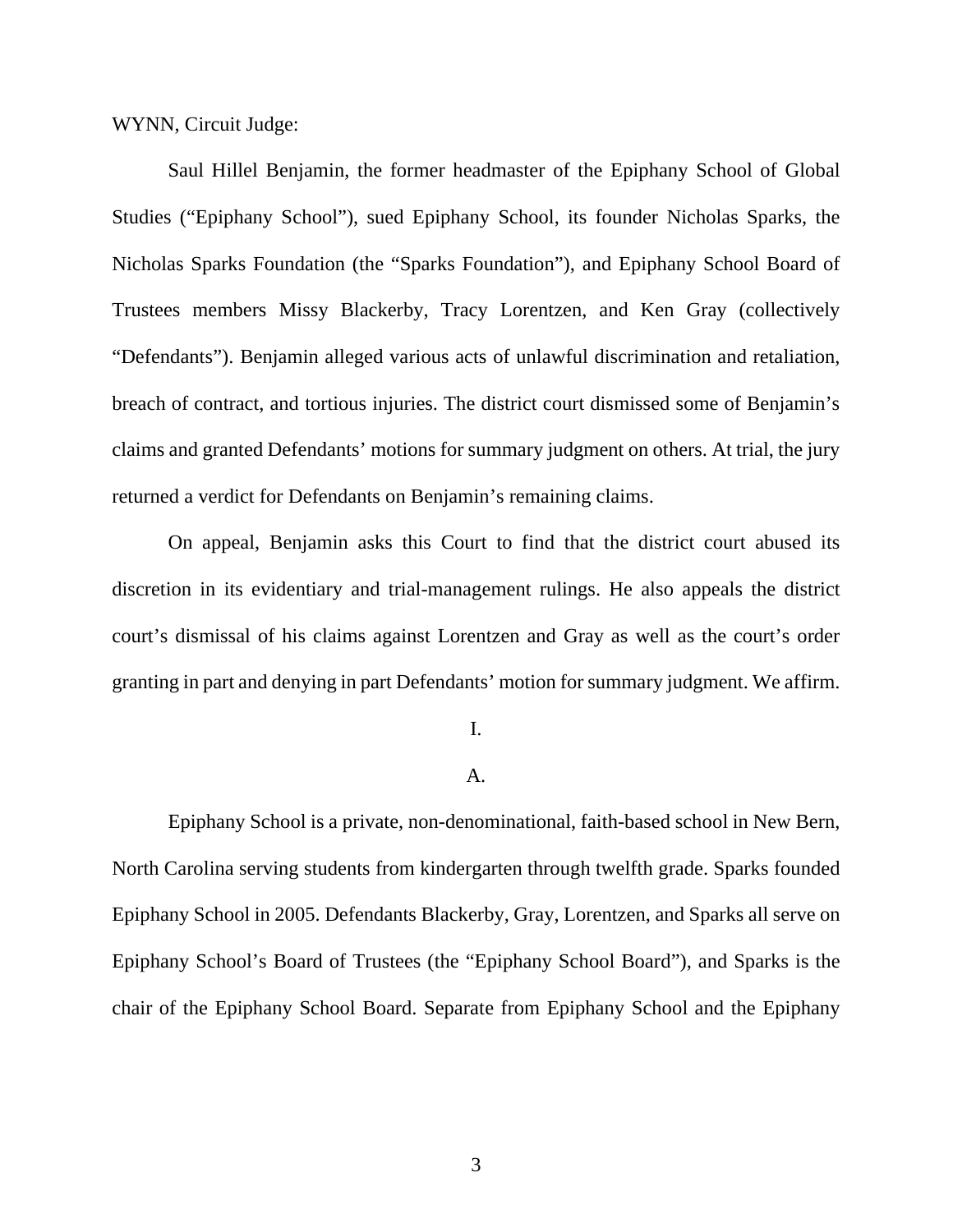WYNN, Circuit Judge:

Saul Hillel Benjamin, the former headmaster of the Epiphany School of Global Studies ("Epiphany School"), sued Epiphany School, its founder Nicholas Sparks, the Nicholas Sparks Foundation (the "Sparks Foundation"), and Epiphany School Board of Trustees members Missy Blackerby, Tracy Lorentzen, and Ken Gray (collectively "Defendants"). Benjamin alleged various acts of unlawful discrimination and retaliation, breach of contract, and tortious injuries. The district court dismissed some of Benjamin's claims and granted Defendants' motions for summary judgment on others. At trial, the jury returned a verdict for Defendants on Benjamin's remaining claims.

On appeal, Benjamin asks this Court to find that the district court abused its discretion in its evidentiary and trial-management rulings. He also appeals the district court's dismissal of his claims against Lorentzen and Gray as well as the court's order granting in part and denying in part Defendants' motion for summary judgment. We affirm.

# I.

## A.

Epiphany School is a private, non-denominational, faith-based school in New Bern, North Carolina serving students from kindergarten through twelfth grade. Sparks founded Epiphany School in 2005. Defendants Blackerby, Gray, Lorentzen, and Sparks all serve on Epiphany School's Board of Trustees (the "Epiphany School Board"), and Sparks is the chair of the Epiphany School Board. Separate from Epiphany School and the Epiphany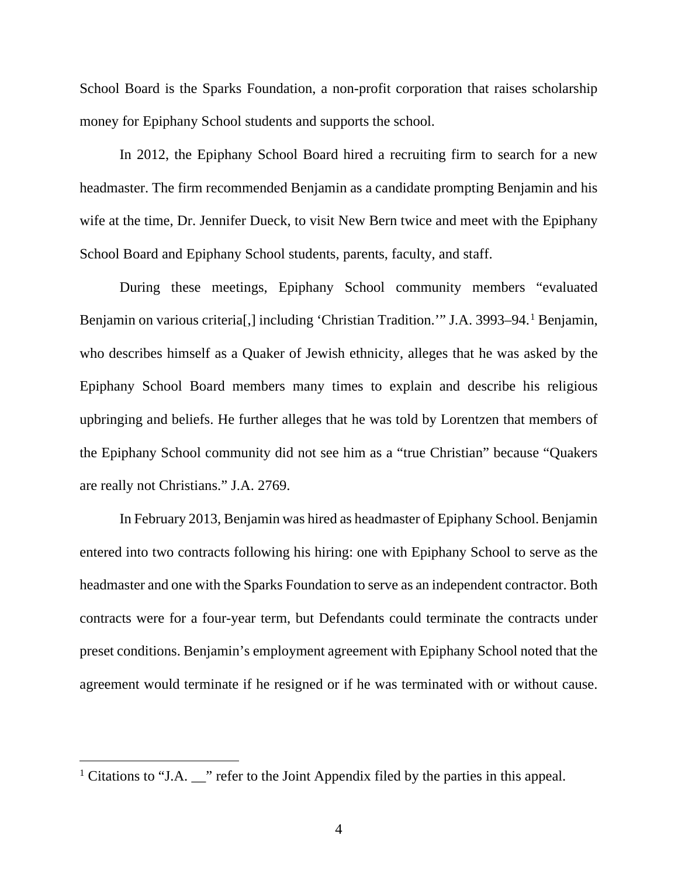School Board is the Sparks Foundation, a non-profit corporation that raises scholarship money for Epiphany School students and supports the school.

In 2012, the Epiphany School Board hired a recruiting firm to search for a new headmaster. The firm recommended Benjamin as a candidate prompting Benjamin and his wife at the time, Dr. Jennifer Dueck, to visit New Bern twice and meet with the Epiphany School Board and Epiphany School students, parents, faculty, and staff.

During these meetings, Epiphany School community members "evaluated Benjamin on various criteria[,] including 'Christian Tradition.'" J.A. 3993–94.[1] Benjamin, who describes himself as a Quaker of Jewish ethnicity, alleges that he was asked by the Epiphany School Board members many times to explain and describe his religious upbringing and beliefs. He further alleges that he was told by Lorentzen that members of the Epiphany School community did not see him as a "true Christian" because "Quakers are really not Christians." J.A. 2769.

In February 2013, Benjamin was hired as headmaster of Epiphany School. Benjamin entered into two contracts following his hiring: one with Epiphany School to serve as the headmaster and one with the Sparks Foundation to serve as an independent contractor. Both contracts were for a four-year term, but Defendants could terminate the contracts under preset conditions. Benjamin's employment agreement with Epiphany School noted that the agreement would terminate if he resigned or if he was terminated with or without cause.

[1] Citations to "J.A. __" refer to the Joint Appendix filed by the parties in this appeal.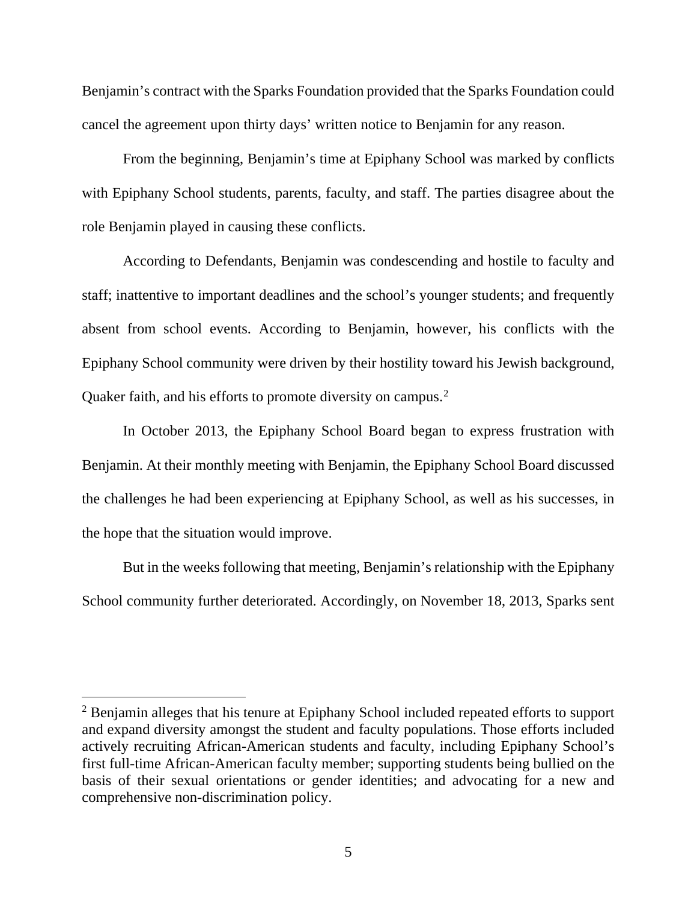Benjamin's contract with the Sparks Foundation provided that the Sparks Foundation could cancel the agreement upon thirty days' written notice to Benjamin for any reason.

From the beginning, Benjamin's time at Epiphany School was marked by conflicts with Epiphany School students, parents, faculty, and staff. The parties disagree about the role Benjamin played in causing these conflicts.

According to Defendants, Benjamin was condescending and hostile to faculty and staff; inattentive to important deadlines and the school's younger students; and frequently absent from school events. According to Benjamin, however, his conflicts with the Epiphany School community were driven by their hostility toward his Jewish background, Quaker faith, and his efforts to promote diversity on campus.[2]

In October 2013, the Epiphany School Board began to express frustration with Benjamin. At their monthly meeting with Benjamin, the Epiphany School Board discussed the challenges he had been experiencing at Epiphany School, as well as his successes, in the hope that the situation would improve.

But in the weeks following that meeting, Benjamin's relationship with the Epiphany School community further deteriorated. Accordingly, on November 18, 2013, Sparks sent

---

[2] Benjamin alleges that his tenure at Epiphany School included repeated efforts to support and expand diversity amongst the student and faculty populations. Those efforts included actively recruiting African-American students and faculty, including Epiphany School's first full-time African-American faculty member; supporting students being bullied on the basis of their sexual orientations or gender identities; and advocating for a new and comprehensive non-discrimination policy.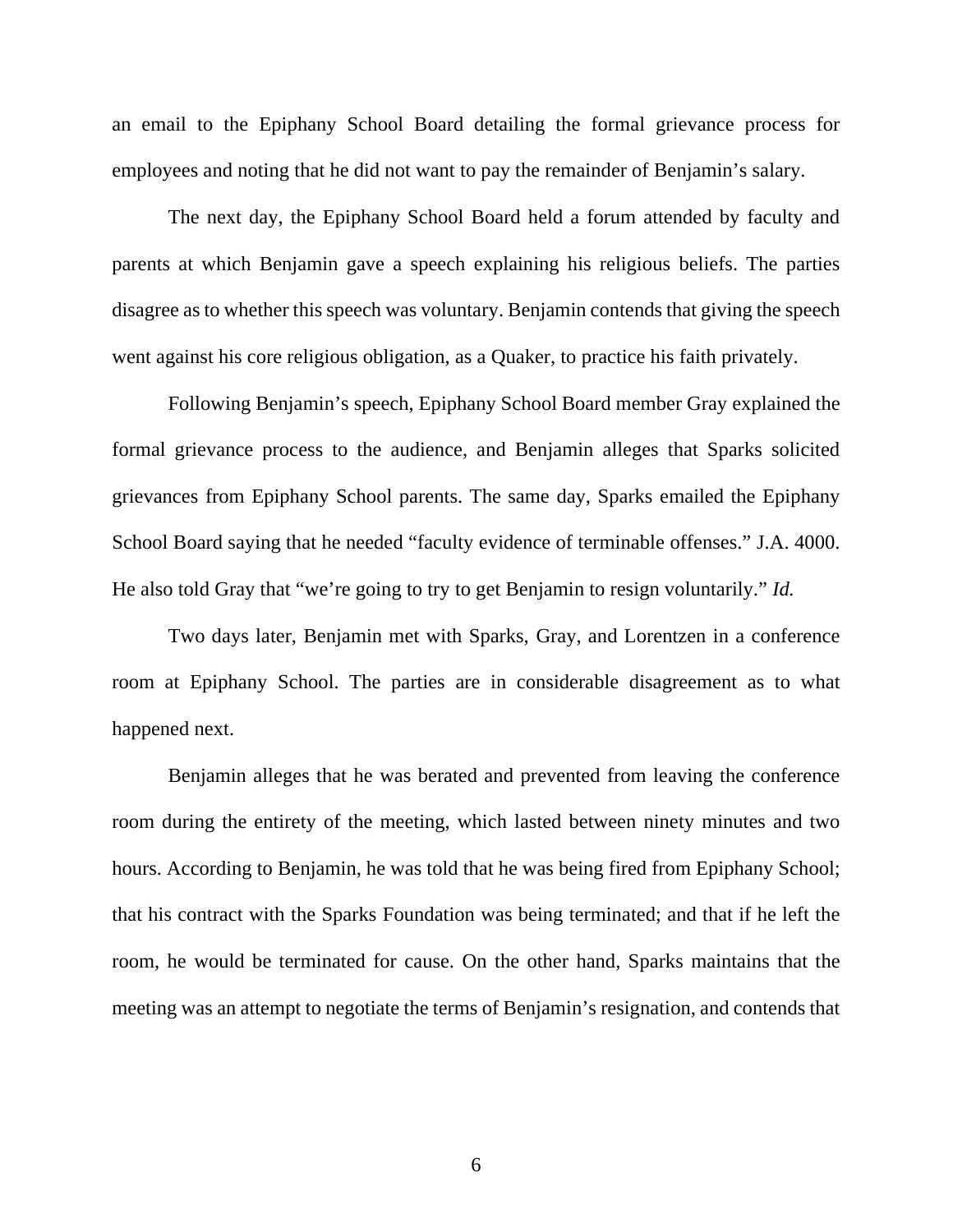an email to the Epiphany School Board detailing the formal grievance process for employees and noting that he did not want to pay the remainder of Benjamin's salary.

The next day, the Epiphany School Board held a forum attended by faculty and parents at which Benjamin gave a speech explaining his religious beliefs. The parties disagree as to whether this speech was voluntary. Benjamin contends that giving the speech went against his core religious obligation, as a Quaker, to practice his faith privately.

Following Benjamin's speech, Epiphany School Board member Gray explained the formal grievance process to the audience, and Benjamin alleges that Sparks solicited grievances from Epiphany School parents. The same day, Sparks emailed the Epiphany School Board saying that he needed "faculty evidence of terminable offenses." J.A. 4000. He also told Gray that "we're going to try to get Benjamin to resign voluntarily." *Id.*

Two days later, Benjamin met with Sparks, Gray, and Lorentzen in a conference room at Epiphany School. The parties are in considerable disagreement as to what happened next.

Benjamin alleges that he was berated and prevented from leaving the conference room during the entirety of the meeting, which lasted between ninety minutes and two hours. According to Benjamin, he was told that he was being fired from Epiphany School; that his contract with the Sparks Foundation was being terminated; and that if he left the room, he would be terminated for cause. On the other hand, Sparks maintains that the meeting was an attempt to negotiate the terms of Benjamin's resignation, and contends that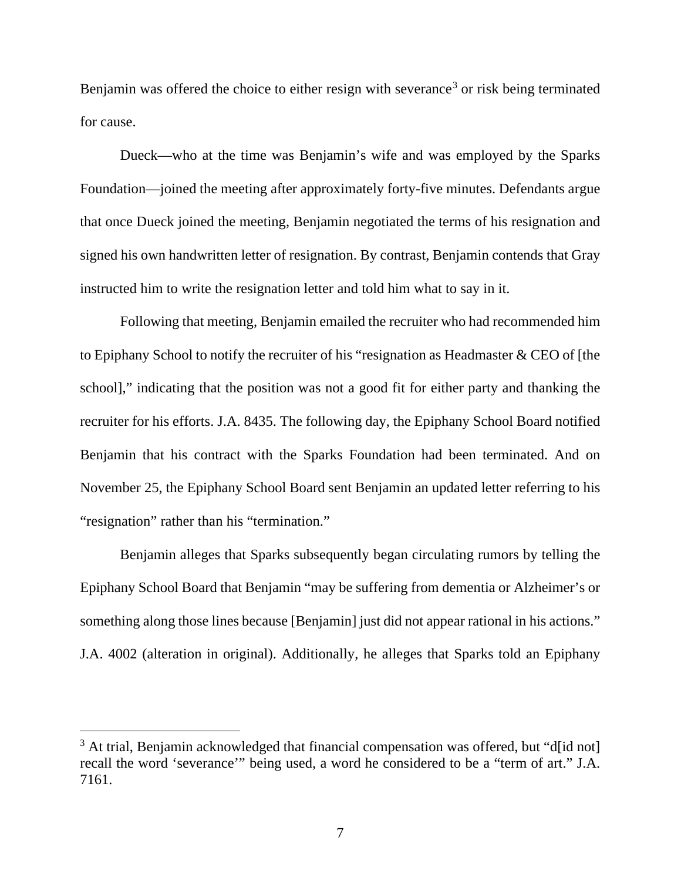Benjamin was offered the choice to either resign with severance[3] or risk being terminated for cause.

Dueck—who at the time was Benjamin's wife and was employed by the Sparks Foundation—joined the meeting after approximately forty-five minutes. Defendants argue that once Dueck joined the meeting, Benjamin negotiated the terms of his resignation and signed his own handwritten letter of resignation. By contrast, Benjamin contends that Gray instructed him to write the resignation letter and told him what to say in it.

Following that meeting, Benjamin emailed the recruiter who had recommended him to Epiphany School to notify the recruiter of his "resignation as Headmaster & CEO of [the school]," indicating that the position was not a good fit for either party and thanking the recruiter for his efforts. J.A. 8435. The following day, the Epiphany School Board notified Benjamin that his contract with the Sparks Foundation had been terminated. And on November 25, the Epiphany School Board sent Benjamin an updated letter referring to his "resignation" rather than his "termination."

Benjamin alleges that Sparks subsequently began circulating rumors by telling the Epiphany School Board that Benjamin "may be suffering from dementia or Alzheimer's or something along those lines because [Benjamin] just did not appear rational in his actions." J.A. 4002 (alteration in original). Additionally, he alleges that Sparks told an Epiphany

---

[3] At trial, Benjamin acknowledged that financial compensation was offered, but "d[id not] recall the word 'severance'" being used, a word he considered to be a "term of art." J.A. 7161.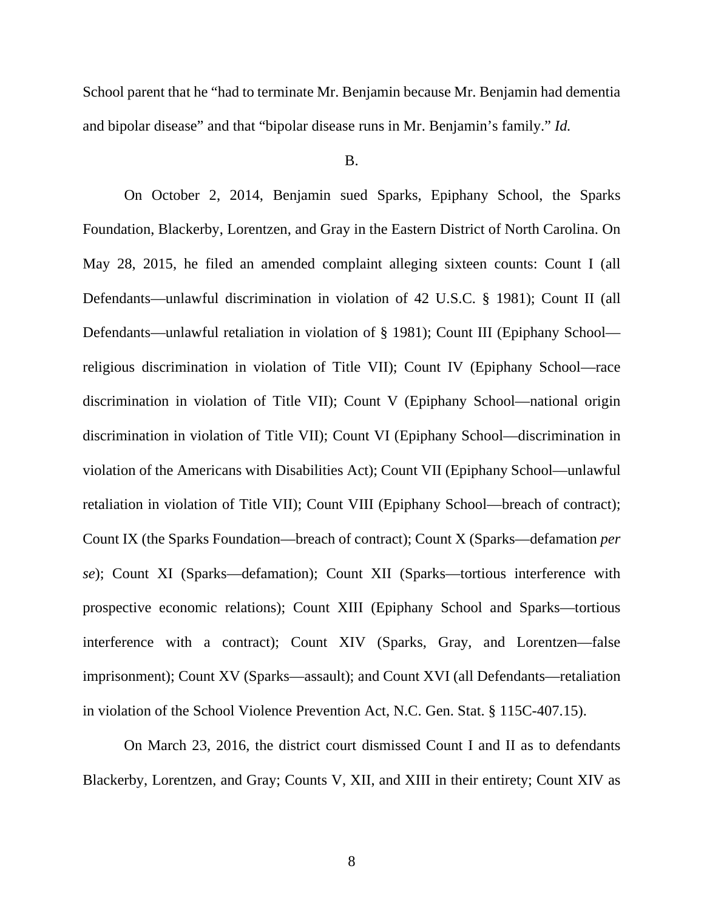School parent that he "had to terminate Mr. Benjamin because Mr. Benjamin had dementia and bipolar disease" and that "bipolar disease runs in Mr. Benjamin's family." *Id.*

B.

On October 2, 2014, Benjamin sued Sparks, Epiphany School, the Sparks Foundation, Blackerby, Lorentzen, and Gray in the Eastern District of North Carolina. On May 28, 2015, he filed an amended complaint alleging sixteen counts: Count I (all Defendants—unlawful discrimination in violation of 42 U.S.C. § 1981); Count II (all Defendants—unlawful retaliation in violation of § 1981); Count III (Epiphany School—religious discrimination in violation of Title VII); Count IV (Epiphany School—race discrimination in violation of Title VII); Count V (Epiphany School—national origin discrimination in violation of Title VII); Count VI (Epiphany School—discrimination in violation of the Americans with Disabilities Act); Count VII (Epiphany School—unlawful retaliation in violation of Title VII); Count VIII (Epiphany School—breach of contract); Count IX (the Sparks Foundation—breach of contract); Count X (Sparks—defamation *per se*); Count XI (Sparks—defamation); Count XII (Sparks—tortious interference with prospective economic relations); Count XIII (Epiphany School and Sparks—tortious interference with a contract); Count XIV (Sparks, Gray, and Lorentzen—false imprisonment); Count XV (Sparks—assault); and Count XVI (all Defendants—retaliation in violation of the School Violence Prevention Act, N.C. Gen. Stat. § 115C-407.15).

On March 23, 2016, the district court dismissed Count I and II as to defendants Blackerby, Lorentzen, and Gray; Counts V, XII, and XIII in their entirety; Count XIV as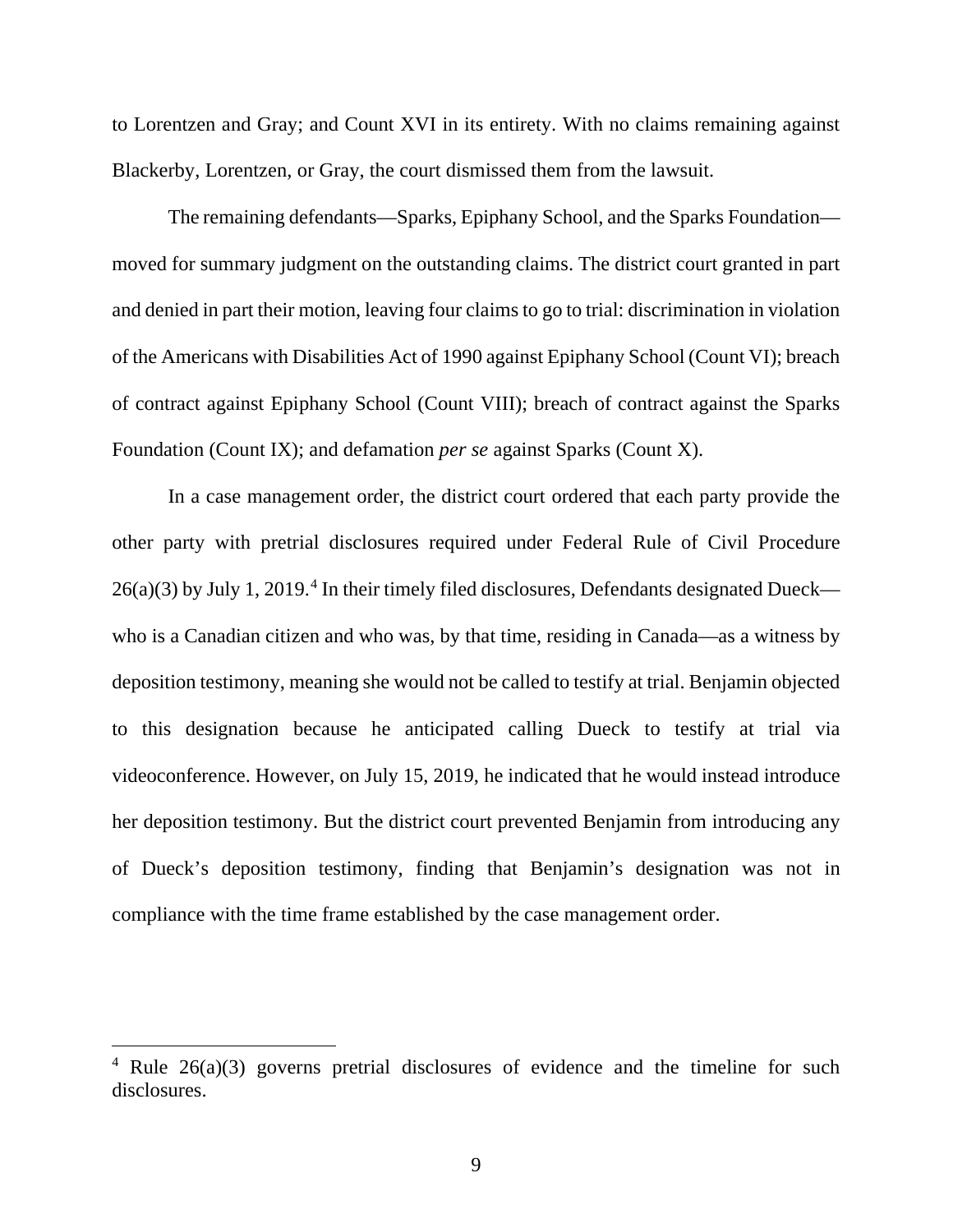to Lorentzen and Gray; and Count XVI in its entirety. With no claims remaining against Blackerby, Lorentzen, or Gray, the court dismissed them from the lawsuit.

The remaining defendants—Sparks, Epiphany School, and the Sparks Foundation—moved for summary judgment on the outstanding claims. The district court granted in part and denied in part their motion, leaving four claims to go to trial: discrimination in violation of the Americans with Disabilities Act of 1990 against Epiphany School (Count VI); breach of contract against Epiphany School (Count VIII); breach of contract against the Sparks Foundation (Count IX); and defamation *per se* against Sparks (Count X).

In a case management order, the district court ordered that each party provide the other party with pretrial disclosures required under Federal Rule of Civil Procedure 26(a)(3) by July 1, 2019.[4] In their timely filed disclosures, Defendants designated Dueck—who is a Canadian citizen and who was, by that time, residing in Canada—as a witness by deposition testimony, meaning she would not be called to testify at trial. Benjamin objected to this designation because he anticipated calling Dueck to testify at trial via videoconference. However, on July 15, 2019, he indicated that he would instead introduce her deposition testimony. But the district court prevented Benjamin from introducing any of Dueck's deposition testimony, finding that Benjamin's designation was not in compliance with the time frame established by the case management order.

---

[4] Rule 26(a)(3) governs pretrial disclosures of evidence and the timeline for such disclosures.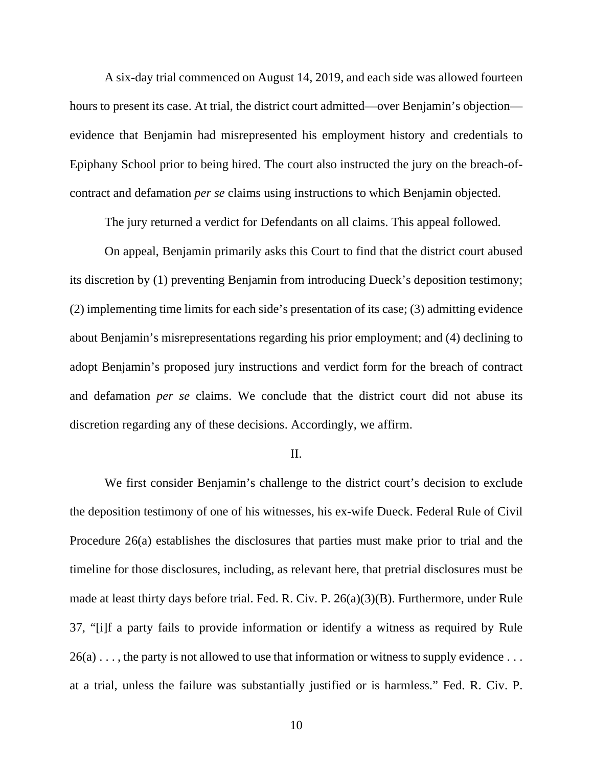A six-day trial commenced on August 14, 2019, and each side was allowed fourteen hours to present its case. At trial, the district court admitted—over Benjamin's objection—evidence that Benjamin had misrepresented his employment history and credentials to Epiphany School prior to being hired. The court also instructed the jury on the breach-of-contract and defamation *per se* claims using instructions to which Benjamin objected.

The jury returned a verdict for Defendants on all claims. This appeal followed.

On appeal, Benjamin primarily asks this Court to find that the district court abused its discretion by (1) preventing Benjamin from introducing Dueck's deposition testimony; (2) implementing time limits for each side's presentation of its case; (3) admitting evidence about Benjamin's misrepresentations regarding his prior employment; and (4) declining to adopt Benjamin's proposed jury instructions and verdict form for the breach of contract and defamation *per se* claims. We conclude that the district court did not abuse its discretion regarding any of these decisions. Accordingly, we affirm.

II.

We first consider Benjamin's challenge to the district court's decision to exclude the deposition testimony of one of his witnesses, his ex-wife Dueck. Federal Rule of Civil Procedure 26(a) establishes the disclosures that parties must make prior to trial and the timeline for those disclosures, including, as relevant here, that pretrial disclosures must be made at least thirty days before trial. Fed. R. Civ. P. 26(a)(3)(B). Furthermore, under Rule 37, "[i]f a party fails to provide information or identify a witness as required by Rule 26(a) . . . , the party is not allowed to use that information or witness to supply evidence . . . at a trial, unless the failure was substantially justified or is harmless." Fed. R. Civ. P.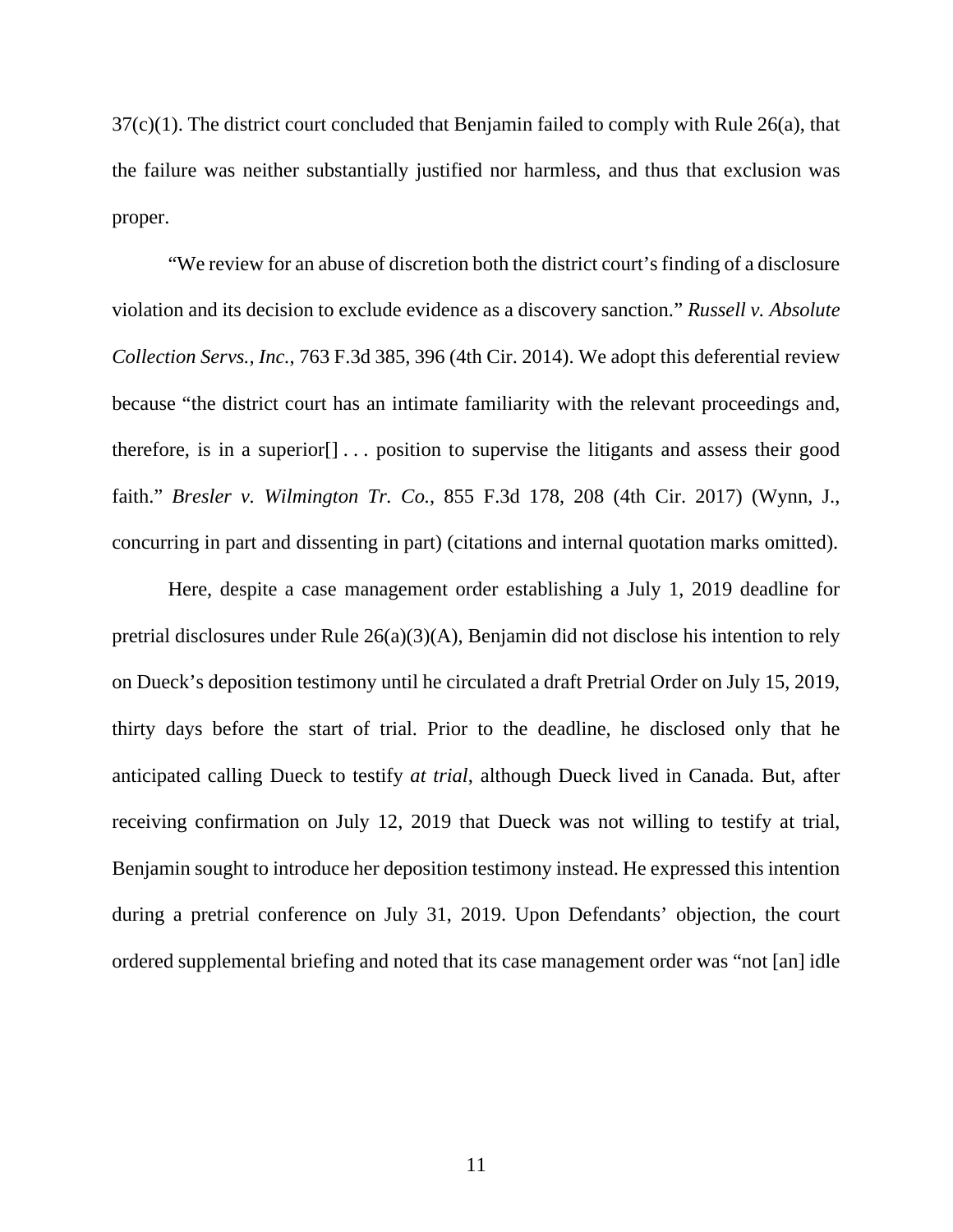37(c)(1). The district court concluded that Benjamin failed to comply with Rule 26(a), that the failure was neither substantially justified nor harmless, and thus that exclusion was proper.

"We review for an abuse of discretion both the district court's finding of a disclosure violation and its decision to exclude evidence as a discovery sanction." *Russell v. Absolute Collection Servs., Inc.*, 763 F.3d 385, 396 (4th Cir. 2014). We adopt this deferential review because "the district court has an intimate familiarity with the relevant proceedings and, therefore, is in a superior[] . . . position to supervise the litigants and assess their good faith." *Bresler v. Wilmington Tr. Co.*, 855 F.3d 178, 208 (4th Cir. 2017) (Wynn, J., concurring in part and dissenting in part) (citations and internal quotation marks omitted).

Here, despite a case management order establishing a July 1, 2019 deadline for pretrial disclosures under Rule 26(a)(3)(A), Benjamin did not disclose his intention to rely on Dueck's deposition testimony until he circulated a draft Pretrial Order on July 15, 2019, thirty days before the start of trial. Prior to the deadline, he disclosed only that he anticipated calling Dueck to testify *at trial*, although Dueck lived in Canada. But, after receiving confirmation on July 12, 2019 that Dueck was not willing to testify at trial, Benjamin sought to introduce her deposition testimony instead. He expressed this intention during a pretrial conference on July 31, 2019. Upon Defendants' objection, the court ordered supplemental briefing and noted that its case management order was "not [an] idle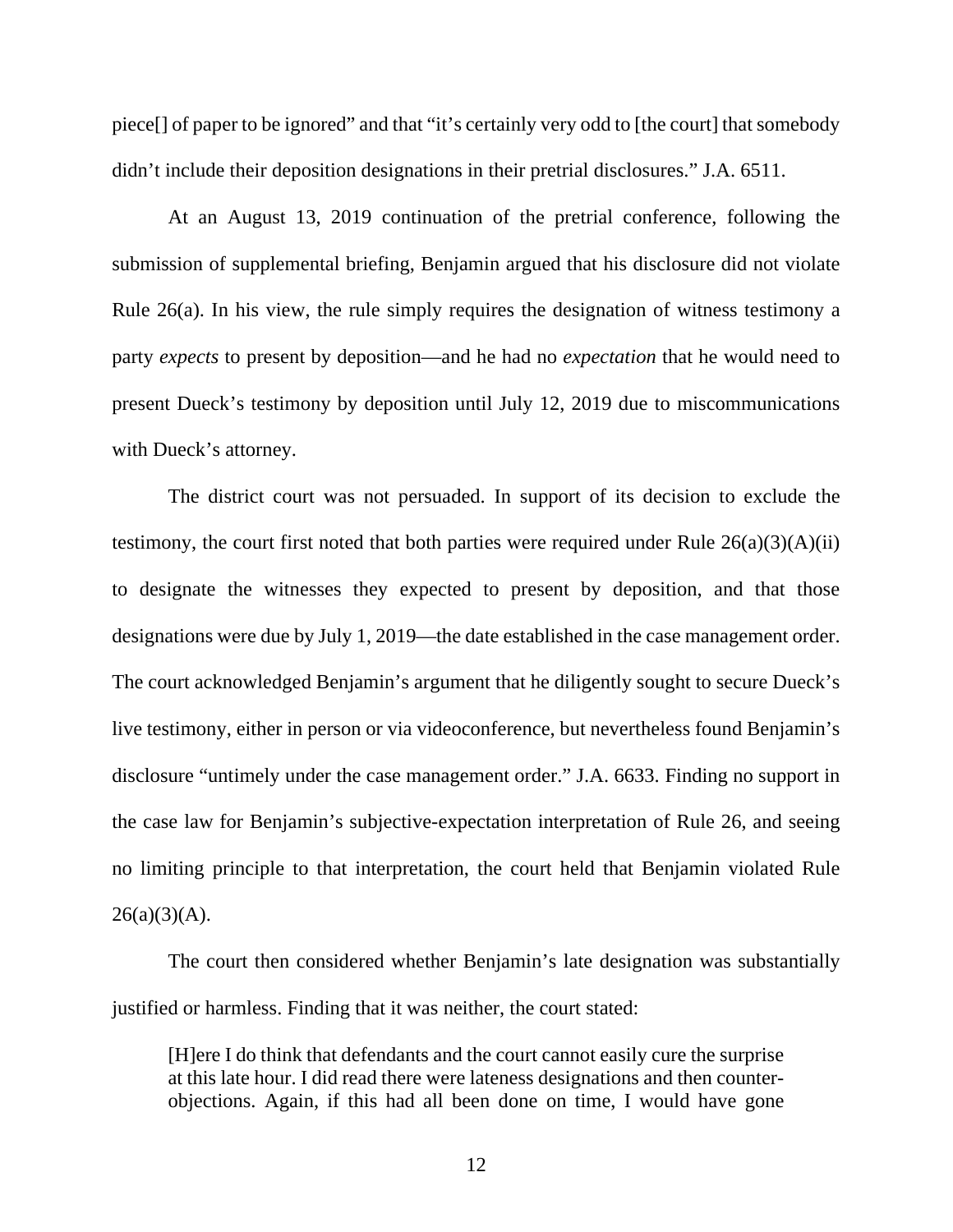piece[] of paper to be ignored" and that "it's certainly very odd to [the court] that somebody didn't include their deposition designations in their pretrial disclosures." J.A. 6511.

At an August 13, 2019 continuation of the pretrial conference, following the submission of supplemental briefing, Benjamin argued that his disclosure did not violate Rule 26(a). In his view, the rule simply requires the designation of witness testimony a party *expects* to present by deposition—and he had no *expectation* that he would need to present Dueck's testimony by deposition until July 12, 2019 due to miscommunications with Dueck's attorney.

The district court was not persuaded. In support of its decision to exclude the testimony, the court first noted that both parties were required under Rule 26(a)(3)(A)(ii) to designate the witnesses they expected to present by deposition, and that those designations were due by July 1, 2019—the date established in the case management order. The court acknowledged Benjamin's argument that he diligently sought to secure Dueck's live testimony, either in person or via videoconference, but nevertheless found Benjamin's disclosure "untimely under the case management order." J.A. 6633. Finding no support in the case law for Benjamin's subjective-expectation interpretation of Rule 26, and seeing no limiting principle to that interpretation, the court held that Benjamin violated Rule 26(a)(3)(A).

The court then considered whether Benjamin's late designation was substantially justified or harmless. Finding that it was neither, the court stated:

> [H]ere I do think that defendants and the court cannot easily cure the surprise at this late hour. I did read there were lateness designations and then counter-objections. Again, if this had all been done on time, I would have gone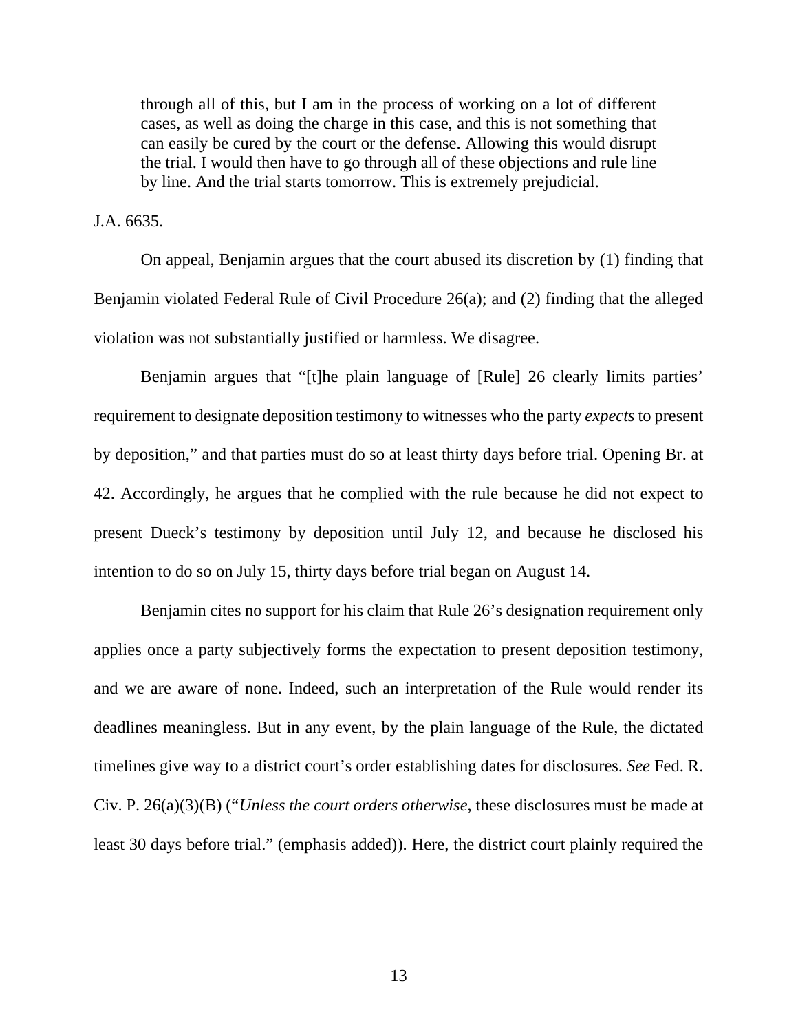> through all of this, but I am in the process of working on a lot of different cases, as well as doing the charge in this case, and this is not something that can easily be cured by the court or the defense. Allowing this would disrupt the trial. I would then have to go through all of these objections and rule line by line. And the trial starts tomorrow. This is extremely prejudicial.

J.A. 6635.

On appeal, Benjamin argues that the court abused its discretion by (1) finding that Benjamin violated Federal Rule of Civil Procedure 26(a); and (2) finding that the alleged violation was not substantially justified or harmless. We disagree.

Benjamin argues that "[t]he plain language of [Rule] 26 clearly limits parties' requirement to designate deposition testimony to witnesses who the party *expects* to present by deposition," and that parties must do so at least thirty days before trial. Opening Br. at 42. Accordingly, he argues that he complied with the rule because he did not expect to present Dueck's testimony by deposition until July 12, and because he disclosed his intention to do so on July 15, thirty days before trial began on August 14.

Benjamin cites no support for his claim that Rule 26's designation requirement only applies once a party subjectively forms the expectation to present deposition testimony, and we are aware of none. Indeed, such an interpretation of the Rule would render its deadlines meaningless. But in any event, by the plain language of the Rule, the dictated timelines give way to a district court's order establishing dates for disclosures. *See* Fed. R. Civ. P. 26(a)(3)(B) ("*Unless the court orders otherwise*, these disclosures must be made at least 30 days before trial." (emphasis added)). Here, the district court plainly required the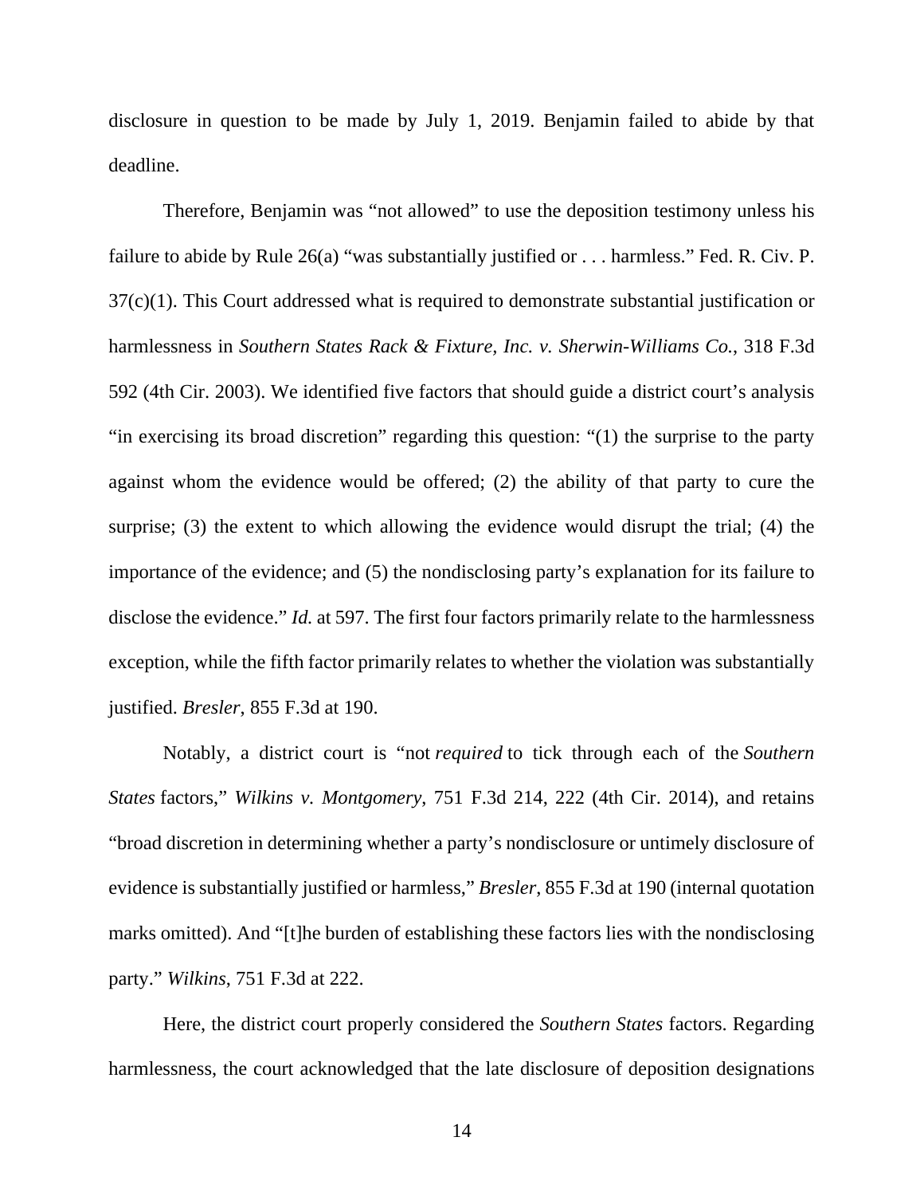disclosure in question to be made by July 1, 2019. Benjamin failed to abide by that deadline.

Therefore, Benjamin was "not allowed" to use the deposition testimony unless his failure to abide by Rule 26(a) "was substantially justified or . . . harmless." Fed. R. Civ. P. 37(c)(1). This Court addressed what is required to demonstrate substantial justification or harmlessness in *Southern States Rack & Fixture, Inc. v. Sherwin-Williams Co.*, 318 F.3d 592 (4th Cir. 2003). We identified five factors that should guide a district court's analysis "in exercising its broad discretion" regarding this question: "(1) the surprise to the party against whom the evidence would be offered; (2) the ability of that party to cure the surprise; (3) the extent to which allowing the evidence would disrupt the trial; (4) the importance of the evidence; and (5) the nondisclosing party's explanation for its failure to disclose the evidence." *Id.* at 597. The first four factors primarily relate to the harmlessness exception, while the fifth factor primarily relates to whether the violation was substantially justified. *Bresler*, 855 F.3d at 190.

Notably, a district court is "not *required* to tick through each of the *Southern States* factors," *Wilkins v. Montgomery*, 751 F.3d 214, 222 (4th Cir. 2014), and retains "broad discretion in determining whether a party's nondisclosure or untimely disclosure of evidence is substantially justified or harmless," *Bresler*, 855 F.3d at 190 (internal quotation marks omitted). And "[t]he burden of establishing these factors lies with the nondisclosing party." *Wilkins*, 751 F.3d at 222.

Here, the district court properly considered the *Southern States* factors. Regarding harmlessness, the court acknowledged that the late disclosure of deposition designations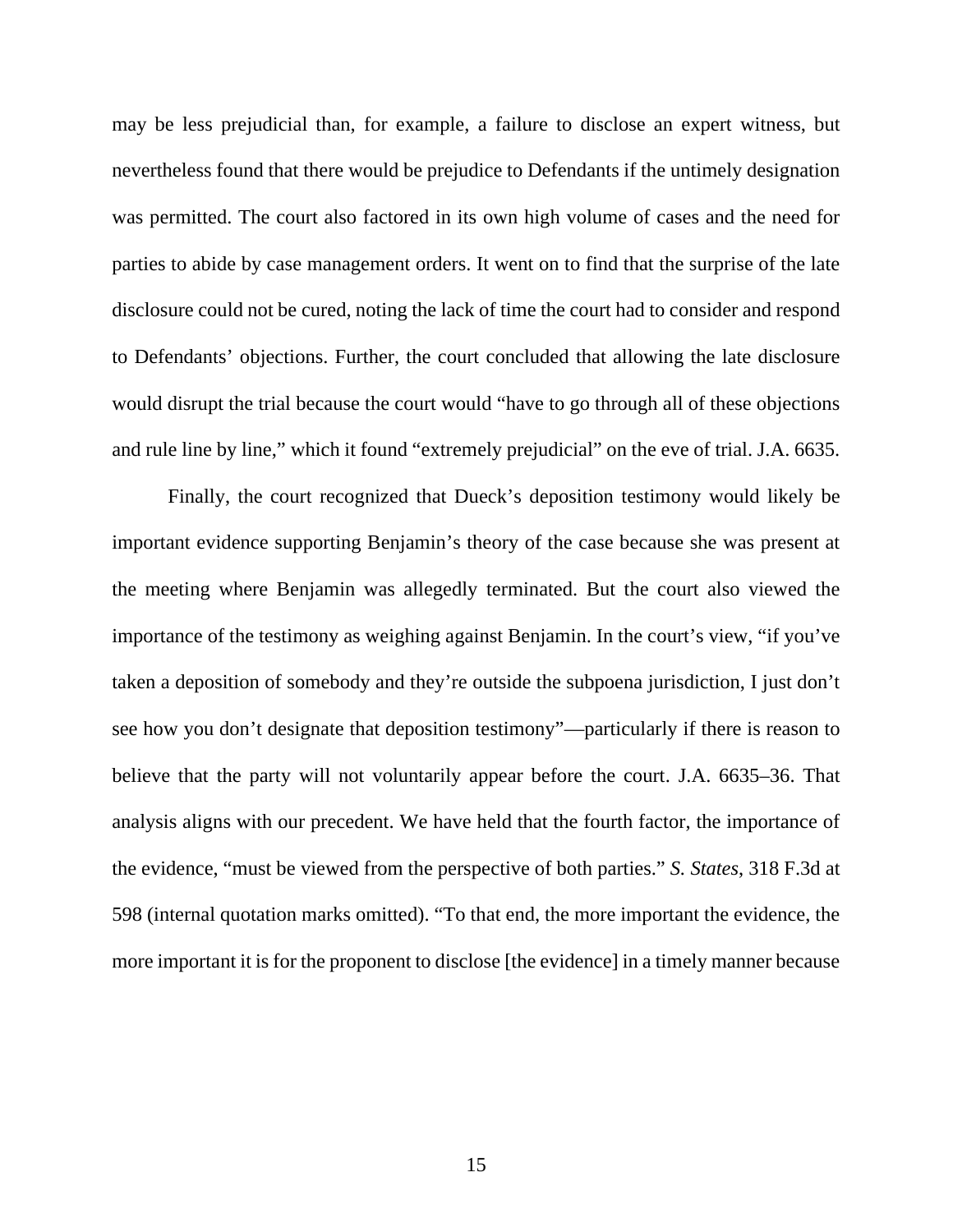may be less prejudicial than, for example, a failure to disclose an expert witness, but nevertheless found that there would be prejudice to Defendants if the untimely designation was permitted. The court also factored in its own high volume of cases and the need for parties to abide by case management orders. It went on to find that the surprise of the late disclosure could not be cured, noting the lack of time the court had to consider and respond to Defendants' objections. Further, the court concluded that allowing the late disclosure would disrupt the trial because the court would "have to go through all of these objections and rule line by line," which it found "extremely prejudicial" on the eve of trial. J.A. 6635.

Finally, the court recognized that Dueck's deposition testimony would likely be important evidence supporting Benjamin's theory of the case because she was present at the meeting where Benjamin was allegedly terminated. But the court also viewed the importance of the testimony as weighing against Benjamin. In the court's view, "if you've taken a deposition of somebody and they're outside the subpoena jurisdiction, I just don't see how you don't designate that deposition testimony"—particularly if there is reason to believe that the party will not voluntarily appear before the court. J.A. 6635–36. That analysis aligns with our precedent. We have held that the fourth factor, the importance of the evidence, "must be viewed from the perspective of both parties." *S. States*, 318 F.3d at 598 (internal quotation marks omitted). "To that end, the more important the evidence, the more important it is for the proponent to disclose [the evidence] in a timely manner because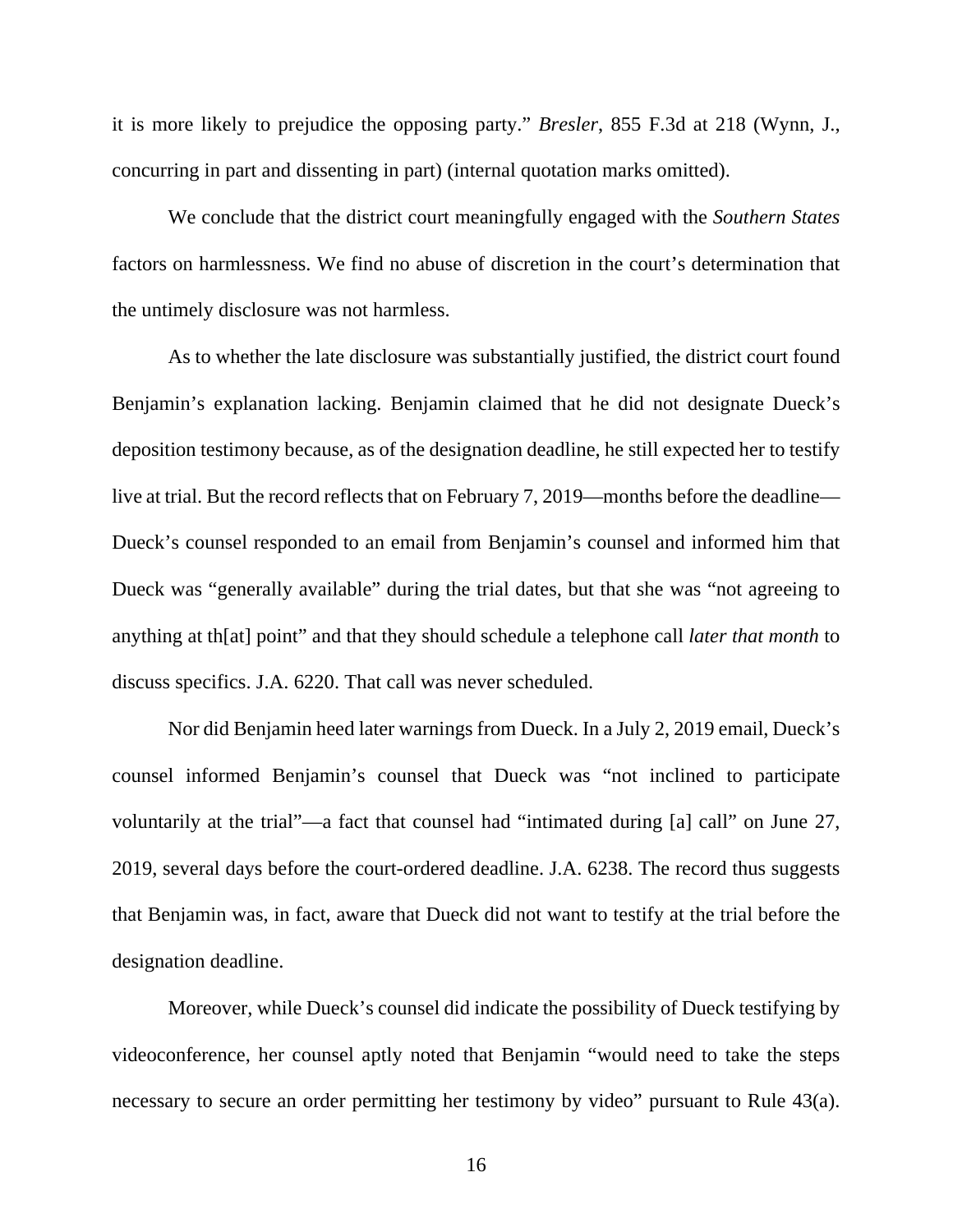it is more likely to prejudice the opposing party." *Bresler*, 855 F.3d at 218 (Wynn, J., concurring in part and dissenting in part) (internal quotation marks omitted).

We conclude that the district court meaningfully engaged with the *Southern States* factors on harmlessness. We find no abuse of discretion in the court's determination that the untimely disclosure was not harmless.

As to whether the late disclosure was substantially justified, the district court found Benjamin's explanation lacking. Benjamin claimed that he did not designate Dueck's deposition testimony because, as of the designation deadline, he still expected her to testify live at trial. But the record reflects that on February 7, 2019—months before the deadline—Dueck's counsel responded to an email from Benjamin's counsel and informed him that Dueck was "generally available" during the trial dates, but that she was "not agreeing to anything at th[at] point" and that they should schedule a telephone call *later that month* to discuss specifics. J.A. 6220. That call was never scheduled.

Nor did Benjamin heed later warnings from Dueck. In a July 2, 2019 email, Dueck's counsel informed Benjamin's counsel that Dueck was "not inclined to participate voluntarily at the trial"—a fact that counsel had "intimated during [a] call" on June 27, 2019, several days before the court-ordered deadline. J.A. 6238. The record thus suggests that Benjamin was, in fact, aware that Dueck did not want to testify at the trial before the designation deadline.

Moreover, while Dueck's counsel did indicate the possibility of Dueck testifying by videoconference, her counsel aptly noted that Benjamin "would need to take the steps necessary to secure an order permitting her testimony by video" pursuant to Rule 43(a).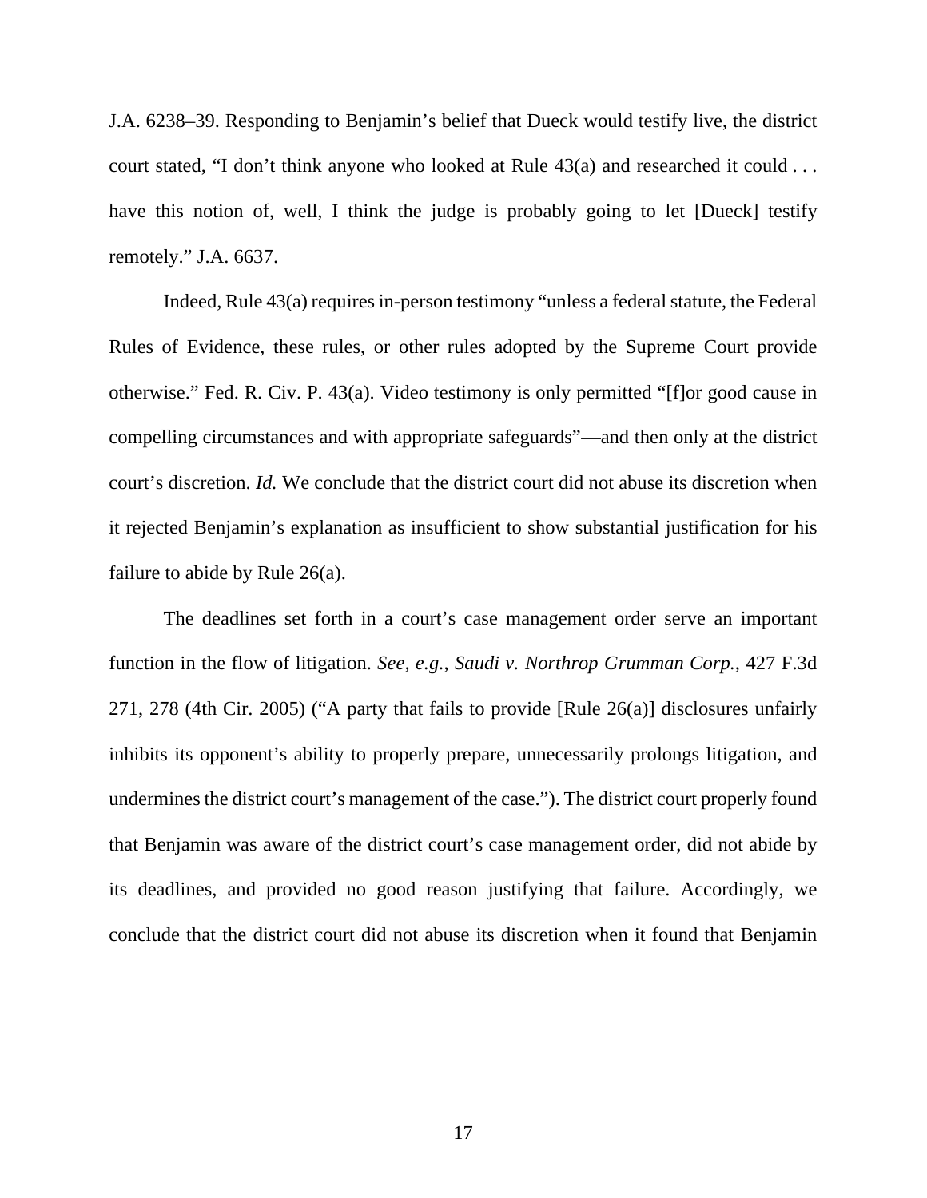J.A. 6238–39. Responding to Benjamin's belief that Dueck would testify live, the district court stated, "I don't think anyone who looked at Rule 43(a) and researched it could . . . have this notion of, well, I think the judge is probably going to let [Dueck] testify remotely." J.A. 6637.

Indeed, Rule 43(a) requires in-person testimony "unless a federal statute, the Federal Rules of Evidence, these rules, or other rules adopted by the Supreme Court provide otherwise." Fed. R. Civ. P. 43(a). Video testimony is only permitted "[f]or good cause in compelling circumstances and with appropriate safeguards"—and then only at the district court's discretion. *Id.* We conclude that the district court did not abuse its discretion when it rejected Benjamin's explanation as insufficient to show substantial justification for his failure to abide by Rule 26(a).

The deadlines set forth in a court's case management order serve an important function in the flow of litigation. *See, e.g.*, *Saudi v. Northrop Grumman Corp.*, 427 F.3d 271, 278 (4th Cir. 2005) ("A party that fails to provide [Rule 26(a)] disclosures unfairly inhibits its opponent's ability to properly prepare, unnecessarily prolongs litigation, and undermines the district court's management of the case."). The district court properly found that Benjamin was aware of the district court's case management order, did not abide by its deadlines, and provided no good reason justifying that failure. Accordingly, we conclude that the district court did not abuse its discretion when it found that Benjamin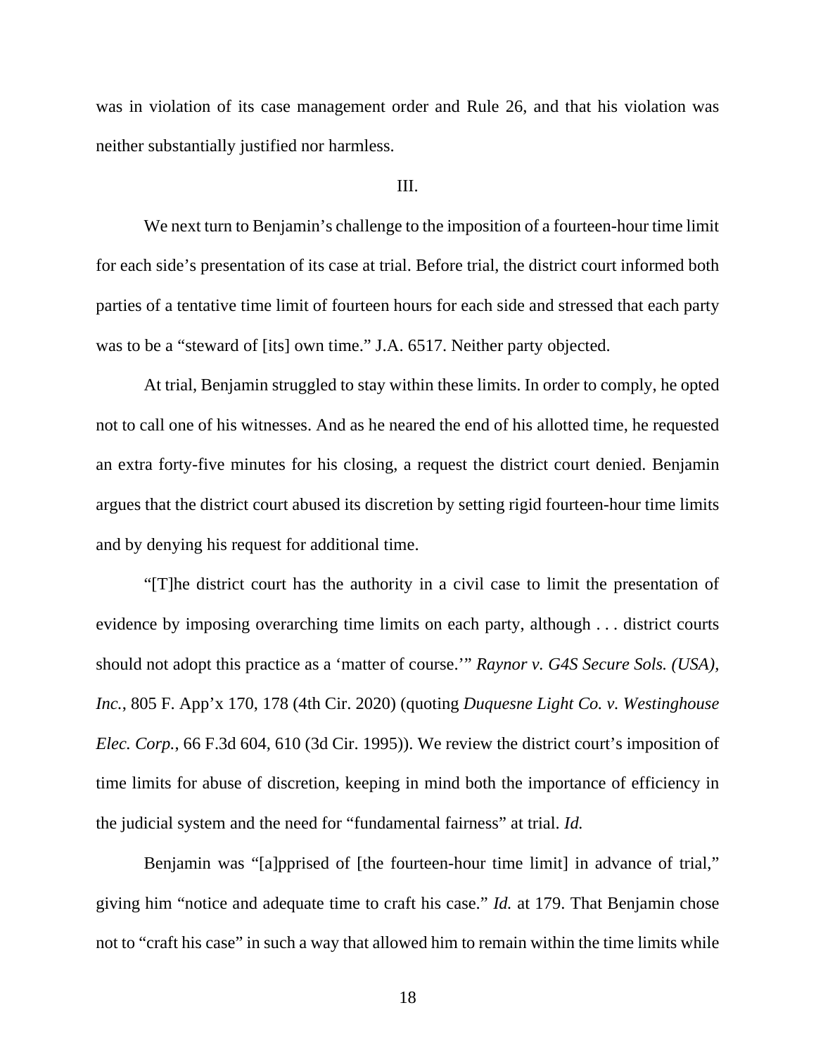was in violation of its case management order and Rule 26, and that his violation was neither substantially justified nor harmless.

## III.

We next turn to Benjamin's challenge to the imposition of a fourteen-hour time limit for each side's presentation of its case at trial. Before trial, the district court informed both parties of a tentative time limit of fourteen hours for each side and stressed that each party was to be a "steward of [its] own time." J.A. 6517. Neither party objected.

At trial, Benjamin struggled to stay within these limits. In order to comply, he opted not to call one of his witnesses. And as he neared the end of his allotted time, he requested an extra forty-five minutes for his closing, a request the district court denied. Benjamin argues that the district court abused its discretion by setting rigid fourteen-hour time limits and by denying his request for additional time.

"[T]he district court has the authority in a civil case to limit the presentation of evidence by imposing overarching time limits on each party, although . . . district courts should not adopt this practice as a 'matter of course.'" *Raynor v. G4S Secure Sols. (USA), Inc.*, 805 F. App'x 170, 178 (4th Cir. 2020) (quoting *Duquesne Light Co. v. Westinghouse Elec. Corp.*, 66 F.3d 604, 610 (3d Cir. 1995)). We review the district court's imposition of time limits for abuse of discretion, keeping in mind both the importance of efficiency in the judicial system and the need for "fundamental fairness" at trial. *Id.*

Benjamin was "[a]pprised of [the fourteen-hour time limit] in advance of trial," giving him "notice and adequate time to craft his case." *Id.* at 179. That Benjamin chose not to "craft his case" in such a way that allowed him to remain within the time limits while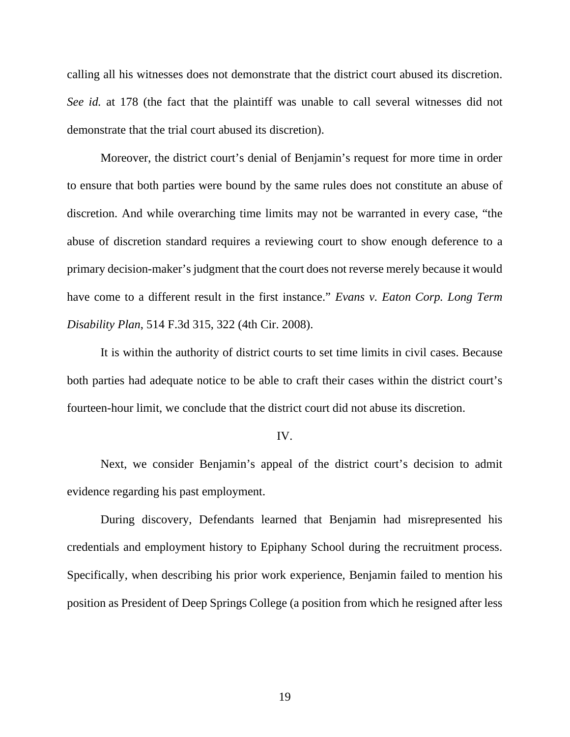calling all his witnesses does not demonstrate that the district court abused its discretion. *See id.* at 178 (the fact that the plaintiff was unable to call several witnesses did not demonstrate that the trial court abused its discretion).

Moreover, the district court's denial of Benjamin's request for more time in order to ensure that both parties were bound by the same rules does not constitute an abuse of discretion. And while overarching time limits may not be warranted in every case, "the abuse of discretion standard requires a reviewing court to show enough deference to a primary decision-maker's judgment that the court does not reverse merely because it would have come to a different result in the first instance." *Evans v. Eaton Corp. Long Term Disability Plan*, 514 F.3d 315, 322 (4th Cir. 2008).

It is within the authority of district courts to set time limits in civil cases. Because both parties had adequate notice to be able to craft their cases within the district court's fourteen-hour limit, we conclude that the district court did not abuse its discretion.

IV.

Next, we consider Benjamin's appeal of the district court's decision to admit evidence regarding his past employment.

During discovery, Defendants learned that Benjamin had misrepresented his credentials and employment history to Epiphany School during the recruitment process. Specifically, when describing his prior work experience, Benjamin failed to mention his position as President of Deep Springs College (a position from which he resigned after less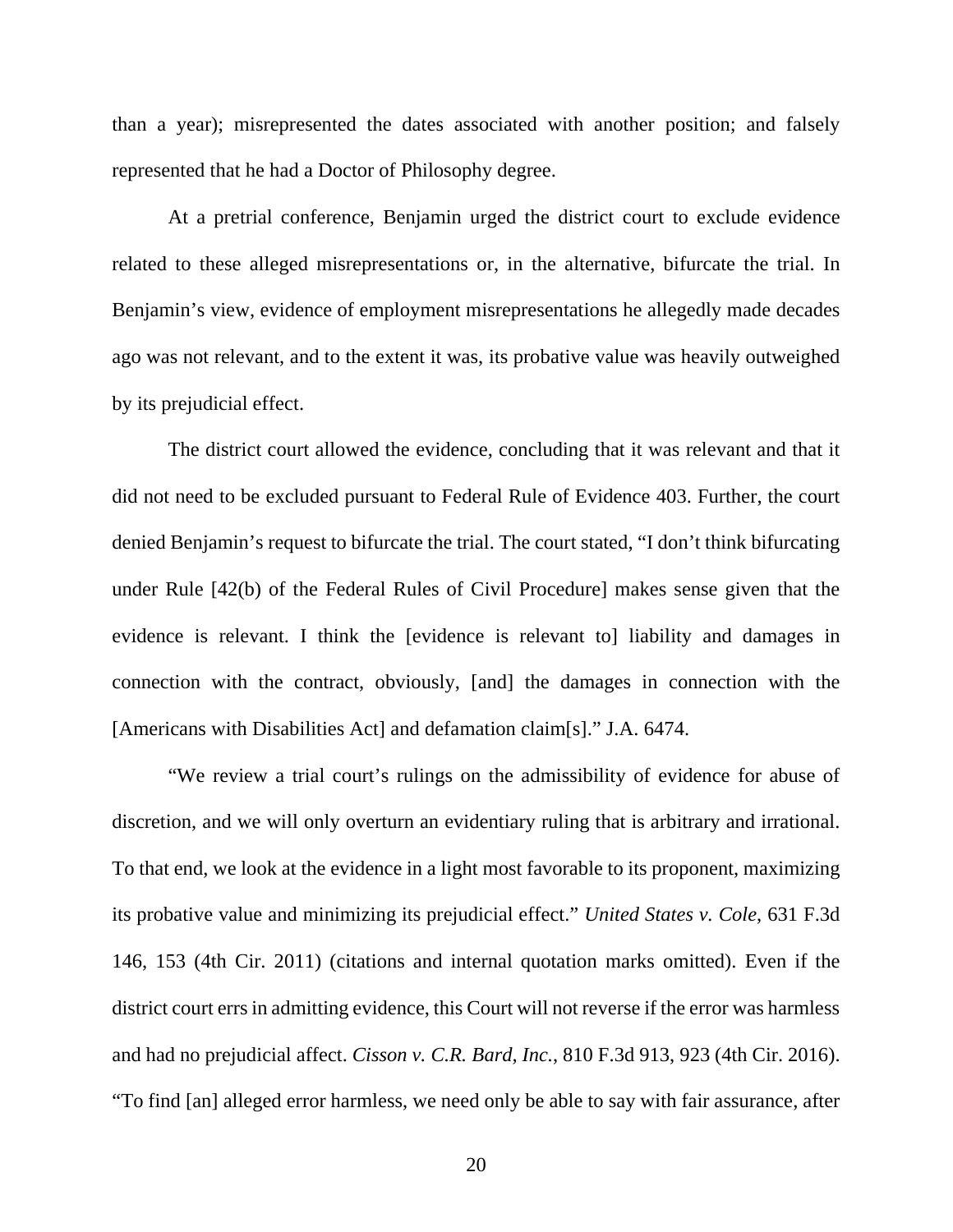than a year); misrepresented the dates associated with another position; and falsely represented that he had a Doctor of Philosophy degree.

At a pretrial conference, Benjamin urged the district court to exclude evidence related to these alleged misrepresentations or, in the alternative, bifurcate the trial. In Benjamin's view, evidence of employment misrepresentations he allegedly made decades ago was not relevant, and to the extent it was, its probative value was heavily outweighed by its prejudicial effect.

The district court allowed the evidence, concluding that it was relevant and that it did not need to be excluded pursuant to Federal Rule of Evidence 403. Further, the court denied Benjamin's request to bifurcate the trial. The court stated, "I don't think bifurcating under Rule [42(b) of the Federal Rules of Civil Procedure] makes sense given that the evidence is relevant. I think the [evidence is relevant to] liability and damages in connection with the contract, obviously, [and] the damages in connection with the [Americans with Disabilities Act] and defamation claim[s]." J.A. 6474.

"We review a trial court's rulings on the admissibility of evidence for abuse of discretion, and we will only overturn an evidentiary ruling that is arbitrary and irrational. To that end, we look at the evidence in a light most favorable to its proponent, maximizing its probative value and minimizing its prejudicial effect." *United States v. Cole*, 631 F.3d 146, 153 (4th Cir. 2011) (citations and internal quotation marks omitted). Even if the district court errs in admitting evidence, this Court will not reverse if the error was harmless and had no prejudicial affect. *Cisson v. C.R. Bard, Inc.*, 810 F.3d 913, 923 (4th Cir. 2016). "To find [an] alleged error harmless, we need only be able to say with fair assurance, after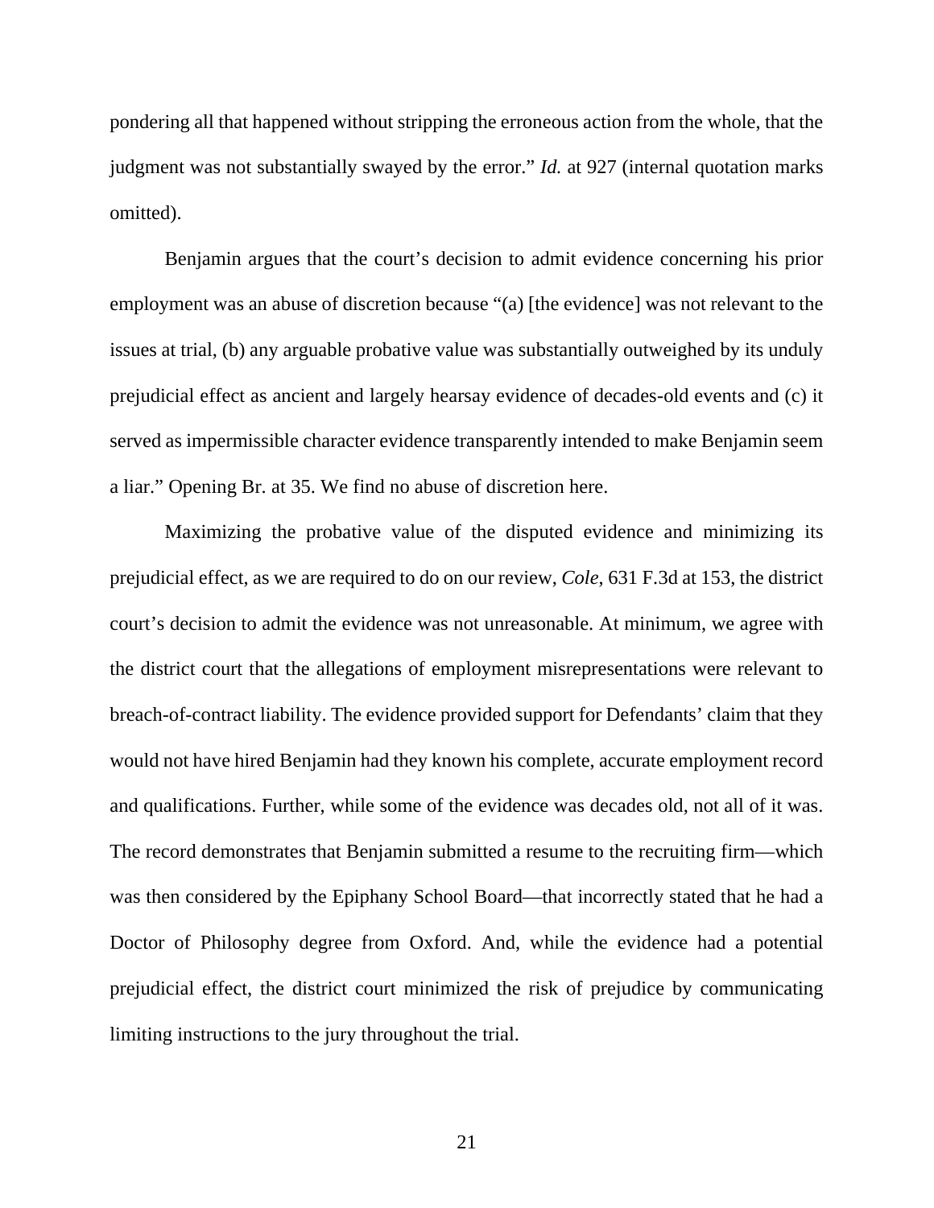pondering all that happened without stripping the erroneous action from the whole, that the judgment was not substantially swayed by the error." *Id.* at 927 (internal quotation marks omitted).

Benjamin argues that the court's decision to admit evidence concerning his prior employment was an abuse of discretion because "(a) [the evidence] was not relevant to the issues at trial, (b) any arguable probative value was substantially outweighed by its unduly prejudicial effect as ancient and largely hearsay evidence of decades-old events and (c) it served as impermissible character evidence transparently intended to make Benjamin seem a liar." Opening Br. at 35. We find no abuse of discretion here.

Maximizing the probative value of the disputed evidence and minimizing its prejudicial effect, as we are required to do on our review, *Cole*, 631 F.3d at 153, the district court's decision to admit the evidence was not unreasonable. At minimum, we agree with the district court that the allegations of employment misrepresentations were relevant to breach-of-contract liability. The evidence provided support for Defendants' claim that they would not have hired Benjamin had they known his complete, accurate employment record and qualifications. Further, while some of the evidence was decades old, not all of it was. The record demonstrates that Benjamin submitted a resume to the recruiting firm—which was then considered by the Epiphany School Board—that incorrectly stated that he had a Doctor of Philosophy degree from Oxford. And, while the evidence had a potential prejudicial effect, the district court minimized the risk of prejudice by communicating limiting instructions to the jury throughout the trial.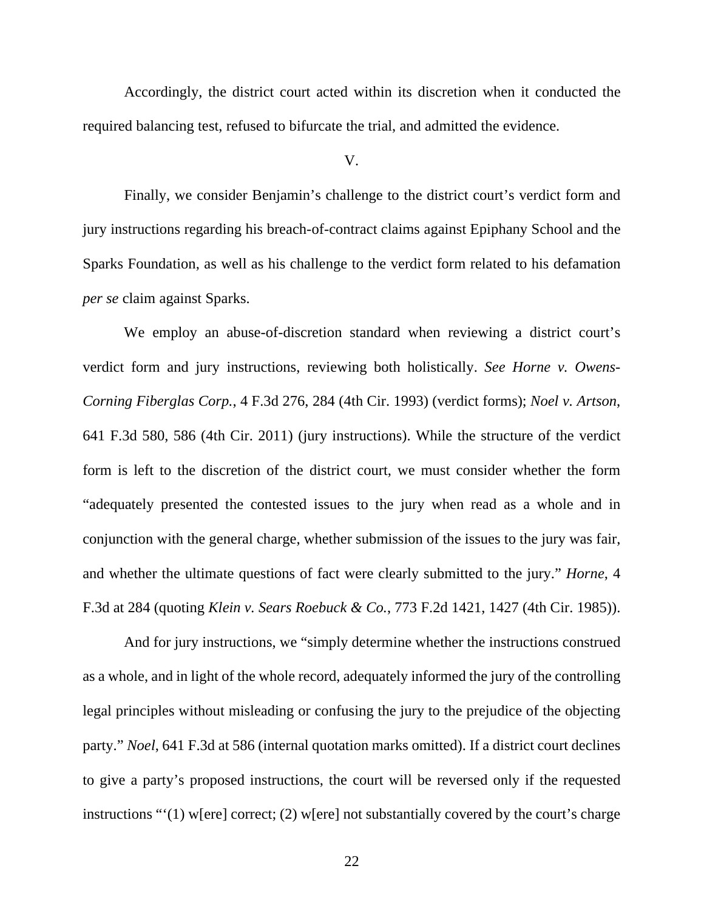Accordingly, the district court acted within its discretion when it conducted the required balancing test, refused to bifurcate the trial, and admitted the evidence.

V.

Finally, we consider Benjamin's challenge to the district court's verdict form and jury instructions regarding his breach-of-contract claims against Epiphany School and the Sparks Foundation, as well as his challenge to the verdict form related to his defamation *per se* claim against Sparks.

We employ an abuse-of-discretion standard when reviewing a district court's verdict form and jury instructions, reviewing both holistically. *See Horne v. Owens-Corning Fiberglas Corp.*, 4 F.3d 276, 284 (4th Cir. 1993) (verdict forms); *Noel v. Artson*, 641 F.3d 580, 586 (4th Cir. 2011) (jury instructions). While the structure of the verdict form is left to the discretion of the district court, we must consider whether the form "adequately presented the contested issues to the jury when read as a whole and in conjunction with the general charge, whether submission of the issues to the jury was fair, and whether the ultimate questions of fact were clearly submitted to the jury." *Horne*, 4 F.3d at 284 (quoting *Klein v. Sears Roebuck & Co.*, 773 F.2d 1421, 1427 (4th Cir. 1985)).

And for jury instructions, we "simply determine whether the instructions construed as a whole, and in light of the whole record, adequately informed the jury of the controlling legal principles without misleading or confusing the jury to the prejudice of the objecting party." *Noel*, 641 F.3d at 586 (internal quotation marks omitted). If a district court declines to give a party's proposed instructions, the court will be reversed only if the requested instructions "'(1) w[ere] correct; (2) w[ere] not substantially covered by the court's charge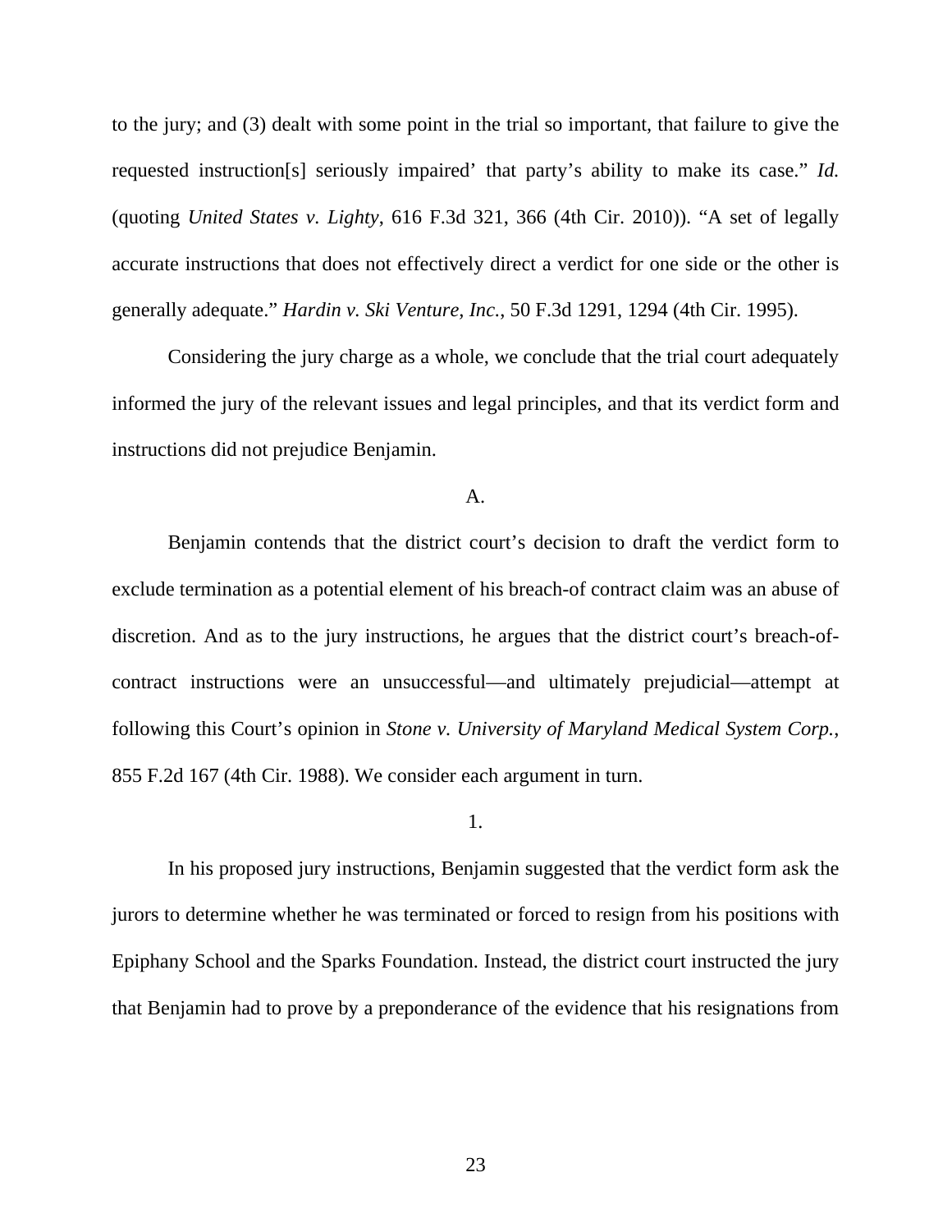to the jury; and (3) dealt with some point in the trial so important, that failure to give the requested instruction[s] seriously impaired' that party's ability to make its case." *Id.* (quoting *United States v. Lighty*, 616 F.3d 321, 366 (4th Cir. 2010)). "A set of legally accurate instructions that does not effectively direct a verdict for one side or the other is generally adequate." *Hardin v. Ski Venture, Inc.*, 50 F.3d 1291, 1294 (4th Cir. 1995).

Considering the jury charge as a whole, we conclude that the trial court adequately informed the jury of the relevant issues and legal principles, and that its verdict form and instructions did not prejudice Benjamin.

A.

Benjamin contends that the district court's decision to draft the verdict form to exclude termination as a potential element of his breach-of contract claim was an abuse of discretion. And as to the jury instructions, he argues that the district court's breach-of-contract instructions were an unsuccessful—and ultimately prejudicial—attempt at following this Court's opinion in *Stone v. University of Maryland Medical System Corp.*, 855 F.2d 167 (4th Cir. 1988). We consider each argument in turn.

1.

In his proposed jury instructions, Benjamin suggested that the verdict form ask the jurors to determine whether he was terminated or forced to resign from his positions with Epiphany School and the Sparks Foundation. Instead, the district court instructed the jury that Benjamin had to prove by a preponderance of the evidence that his resignations from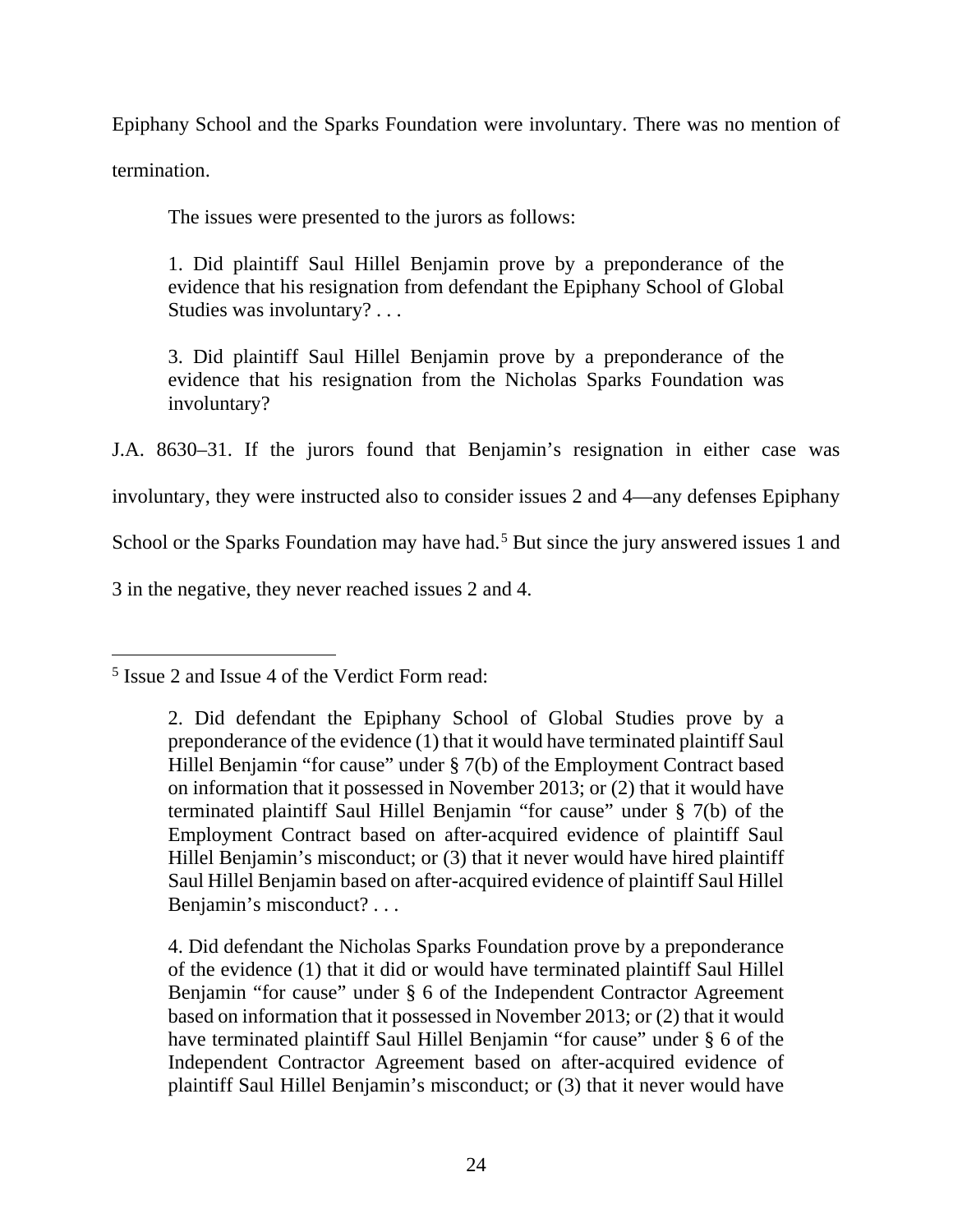Epiphany School and the Sparks Foundation were involuntary. There was no mention of termination.

The issues were presented to the jurors as follows:

> 1. Did plaintiff Saul Hillel Benjamin prove by a preponderance of the evidence that his resignation from defendant the Epiphany School of Global Studies was involuntary? . . .
>
> 3. Did plaintiff Saul Hillel Benjamin prove by a preponderance of the evidence that his resignation from the Nicholas Sparks Foundation was involuntary?

J.A. 8630–31. If the jurors found that Benjamin's resignation in either case was involuntary, they were instructed also to consider issues 2 and 4—any defenses Epiphany School or the Sparks Foundation may have had.[5] But since the jury answered issues 1 and 3 in the negative, they never reached issues 2 and 4.

---

[5] Issue 2 and Issue 4 of the Verdict Form read:

> 2. Did defendant the Epiphany School of Global Studies prove by a preponderance of the evidence (1) that it would have terminated plaintiff Saul Hillel Benjamin "for cause" under § 7(b) of the Employment Contract based on information that it possessed in November 2013; or (2) that it would have terminated plaintiff Saul Hillel Benjamin "for cause" under § 7(b) of the Employment Contract based on after-acquired evidence of plaintiff Saul Hillel Benjamin's misconduct; or (3) that it never would have hired plaintiff Saul Hillel Benjamin based on after-acquired evidence of plaintiff Saul Hillel Benjamin's misconduct? . . .
>
> 4. Did defendant the Nicholas Sparks Foundation prove by a preponderance of the evidence (1) that it did or would have terminated plaintiff Saul Hillel Benjamin "for cause" under § 6 of the Independent Contractor Agreement based on information that it possessed in November 2013; or (2) that it would have terminated plaintiff Saul Hillel Benjamin "for cause" under § 6 of the Independent Contractor Agreement based on after-acquired evidence of plaintiff Saul Hillel Benjamin's misconduct; or (3) that it never would have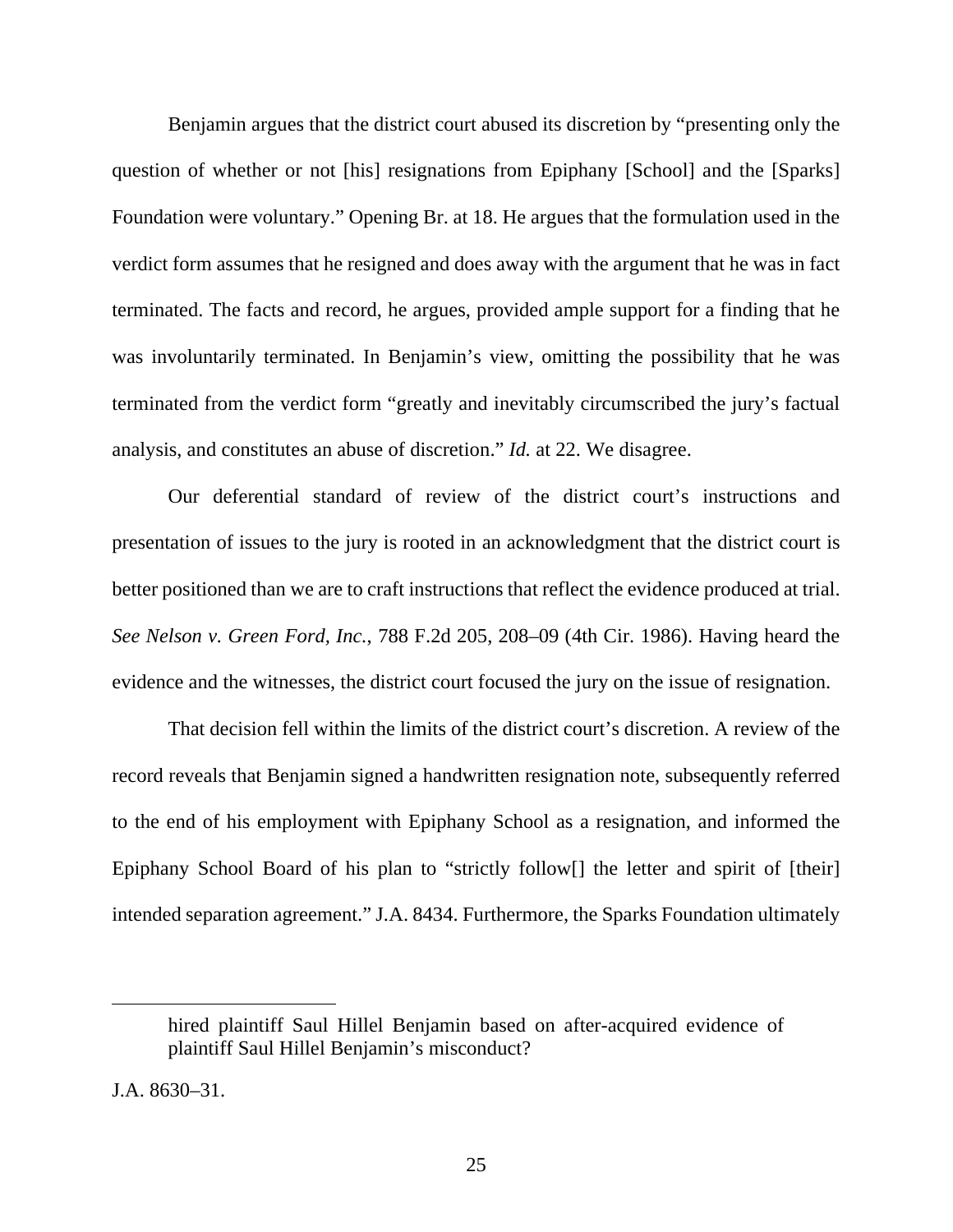Benjamin argues that the district court abused its discretion by "presenting only the question of whether or not [his] resignations from Epiphany [School] and the [Sparks] Foundation were voluntary." Opening Br. at 18. He argues that the formulation used in the verdict form assumes that he resigned and does away with the argument that he was in fact terminated. The facts and record, he argues, provided ample support for a finding that he was involuntarily terminated. In Benjamin's view, omitting the possibility that he was terminated from the verdict form "greatly and inevitably circumscribed the jury's factual analysis, and constitutes an abuse of discretion." *Id.* at 22. We disagree.

Our deferential standard of review of the district court's instructions and presentation of issues to the jury is rooted in an acknowledgment that the district court is better positioned than we are to craft instructions that reflect the evidence produced at trial. *See Nelson v. Green Ford, Inc.*, 788 F.2d 205, 208–09 (4th Cir. 1986). Having heard the evidence and the witnesses, the district court focused the jury on the issue of resignation.

That decision fell within the limits of the district court's discretion. A review of the record reveals that Benjamin signed a handwritten resignation note, subsequently referred to the end of his employment with Epiphany School as a resignation, and informed the Epiphany School Board of his plan to "strictly follow[] the letter and spirit of [their] intended separation agreement." J.A. 8434. Furthermore, the Sparks Foundation ultimately

> hired plaintiff Saul Hillel Benjamin based on after-acquired evidence of plaintiff Saul Hillel Benjamin's misconduct?

J.A. 8630–31.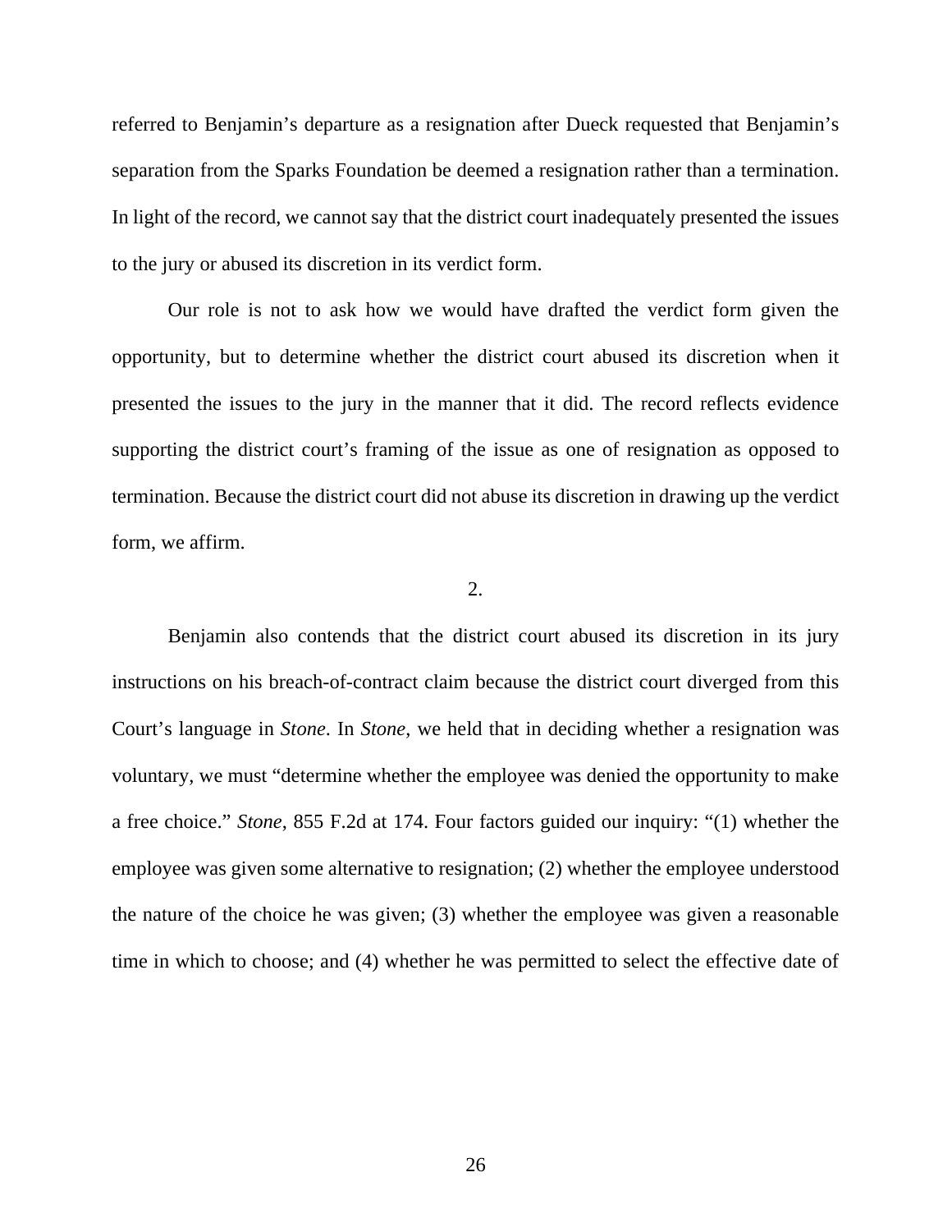referred to Benjamin's departure as a resignation after Dueck requested that Benjamin's separation from the Sparks Foundation be deemed a resignation rather than a termination. In light of the record, we cannot say that the district court inadequately presented the issues to the jury or abused its discretion in its verdict form.

Our role is not to ask how we would have drafted the verdict form given the opportunity, but to determine whether the district court abused its discretion when it presented the issues to the jury in the manner that it did. The record reflects evidence supporting the district court's framing of the issue as one of resignation as opposed to termination. Because the district court did not abuse its discretion in drawing up the verdict form, we affirm.

2.

Benjamin also contends that the district court abused its discretion in its jury instructions on his breach-of-contract claim because the district court diverged from this Court's language in *Stone*. In *Stone*, we held that in deciding whether a resignation was voluntary, we must "determine whether the employee was denied the opportunity to make a free choice." *Stone*, 855 F.2d at 174. Four factors guided our inquiry: "(1) whether the employee was given some alternative to resignation; (2) whether the employee understood the nature of the choice he was given; (3) whether the employee was given a reasonable time in which to choose; and (4) whether he was permitted to select the effective date of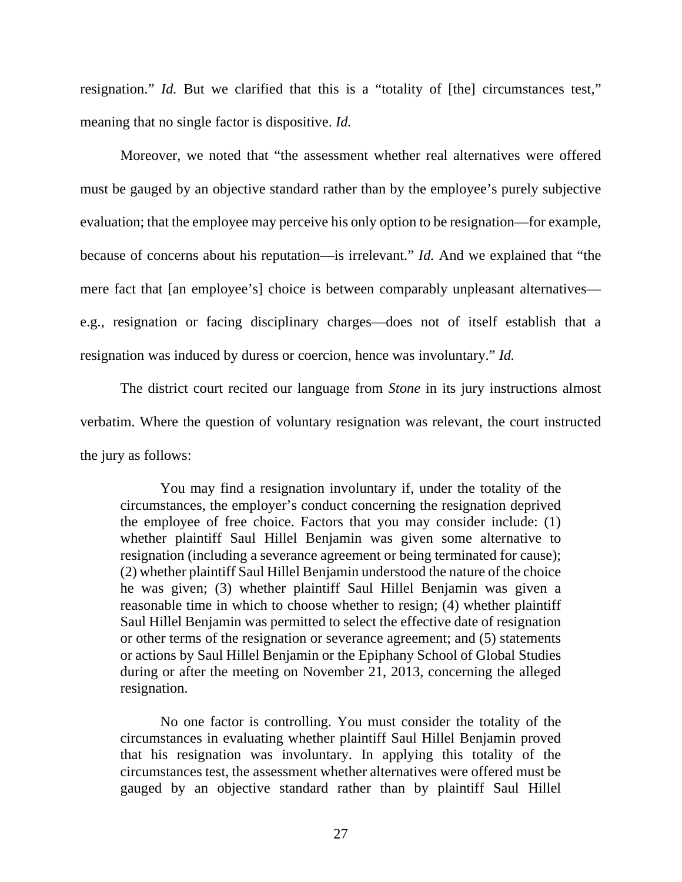resignation." *Id.* But we clarified that this is a "totality of [the] circumstances test," meaning that no single factor is dispositive. *Id.*

Moreover, we noted that "the assessment whether real alternatives were offered must be gauged by an objective standard rather than by the employee's purely subjective evaluation; that the employee may perceive his only option to be resignation—for example, because of concerns about his reputation—is irrelevant." *Id.* And we explained that "the mere fact that [an employee's] choice is between comparably unpleasant alternatives—e.g., resignation or facing disciplinary charges—does not of itself establish that a resignation was induced by duress or coercion, hence was involuntary." *Id.*

The district court recited our language from *Stone* in its jury instructions almost verbatim. Where the question of voluntary resignation was relevant, the court instructed the jury as follows:

> You may find a resignation involuntary if, under the totality of the circumstances, the employer's conduct concerning the resignation deprived the employee of free choice. Factors that you may consider include: (1) whether plaintiff Saul Hillel Benjamin was given some alternative to resignation (including a severance agreement or being terminated for cause); (2) whether plaintiff Saul Hillel Benjamin understood the nature of the choice he was given; (3) whether plaintiff Saul Hillel Benjamin was given a reasonable time in which to choose whether to resign; (4) whether plaintiff Saul Hillel Benjamin was permitted to select the effective date of resignation or other terms of the resignation or severance agreement; and (5) statements or actions by Saul Hillel Benjamin or the Epiphany School of Global Studies during or after the meeting on November 21, 2013, concerning the alleged resignation.
>
> No one factor is controlling. You must consider the totality of the circumstances in evaluating whether plaintiff Saul Hillel Benjamin proved that his resignation was involuntary. In applying this totality of the circumstances test, the assessment whether alternatives were offered must be gauged by an objective standard rather than by plaintiff Saul Hillel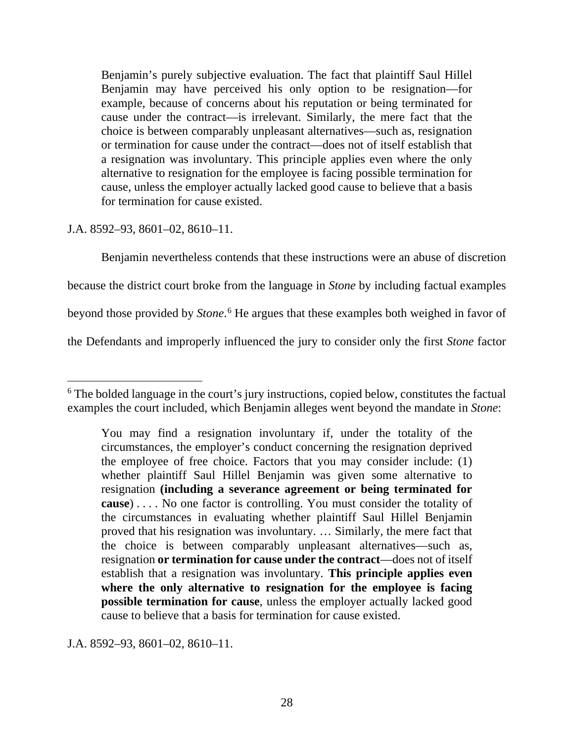> Benjamin's purely subjective evaluation. The fact that plaintiff Saul Hillel Benjamin may have perceived his only option to be resignation—for example, because of concerns about his reputation or being terminated for cause under the contract—is irrelevant. Similarly, the mere fact that the choice is between comparably unpleasant alternatives—such as, resignation or termination for cause under the contract—does not of itself establish that a resignation was involuntary. This principle applies even where the only alternative to resignation for the employee is facing possible termination for cause, unless the employer actually lacked good cause to believe that a basis for termination for cause existed.

J.A. 8592–93, 8601–02, 8610–11.

Benjamin nevertheless contends that these instructions were an abuse of discretion because the district court broke from the language in *Stone* by including factual examples beyond those provided by *Stone*.[6] He argues that these examples both weighed in favor of the Defendants and improperly influenced the jury to consider only the first *Stone* factor

---

[6] The bolded language in the court's jury instructions, copied below, constitutes the factual examples the court included, which Benjamin alleges went beyond the mandate in *Stone*:

> You may find a resignation involuntary if, under the totality of the circumstances, the employer's conduct concerning the resignation deprived the employee of free choice. Factors that you may consider include: (1) whether plaintiff Saul Hillel Benjamin was given some alternative to resignation **(including a severance agreement or being terminated for cause**) . . . . No one factor is controlling. You must consider the totality of the circumstances in evaluating whether plaintiff Saul Hillel Benjamin proved that his resignation was involuntary. … Similarly, the mere fact that the choice is between comparably unpleasant alternatives—such as, resignation **or termination for cause under the contract**—does not of itself establish that a resignation was involuntary. **This principle applies even where the only alternative to resignation for the employee is facing possible termination for cause**, unless the employer actually lacked good cause to believe that a basis for termination for cause existed.

J.A. 8592–93, 8601–02, 8610–11.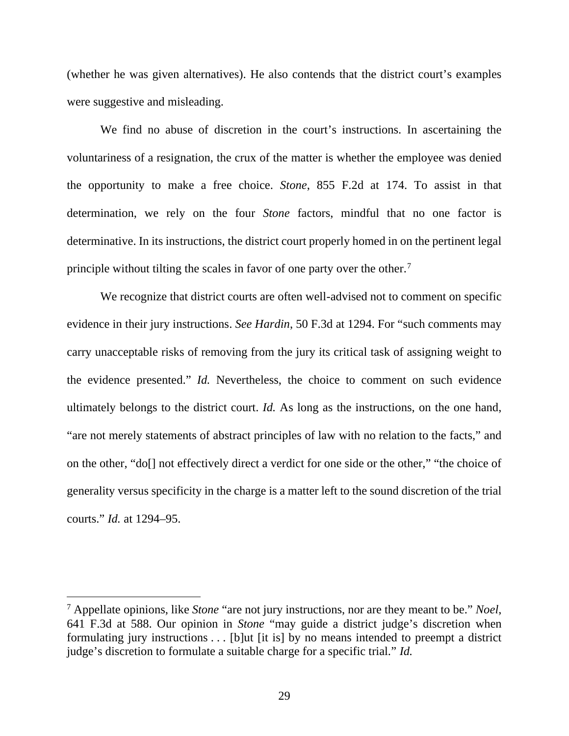(whether he was given alternatives). He also contends that the district court's examples were suggestive and misleading.

We find no abuse of discretion in the court's instructions. In ascertaining the voluntariness of a resignation, the crux of the matter is whether the employee was denied the opportunity to make a free choice. *Stone*, 855 F.2d at 174. To assist in that determination, we rely on the four *Stone* factors, mindful that no one factor is determinative. In its instructions, the district court properly homed in on the pertinent legal principle without tilting the scales in favor of one party over the other.[7]

We recognize that district courts are often well-advised not to comment on specific evidence in their jury instructions. *See Hardin*, 50 F.3d at 1294. For "such comments may carry unacceptable risks of removing from the jury its critical task of assigning weight to the evidence presented." *Id.* Nevertheless, the choice to comment on such evidence ultimately belongs to the district court. *Id.* As long as the instructions, on the one hand, "are not merely statements of abstract principles of law with no relation to the facts," and on the other, "do[] not effectively direct a verdict for one side or the other," "the choice of generality versus specificity in the charge is a matter left to the sound discretion of the trial courts." *Id.* at 1294–95.

---

[7] Appellate opinions, like *Stone* "are not jury instructions, nor are they meant to be." *Noel*, 641 F.3d at 588. Our opinion in *Stone* "may guide a district judge's discretion when formulating jury instructions . . . [b]ut [it is] by no means intended to preempt a district judge's discretion to formulate a suitable charge for a specific trial." *Id.*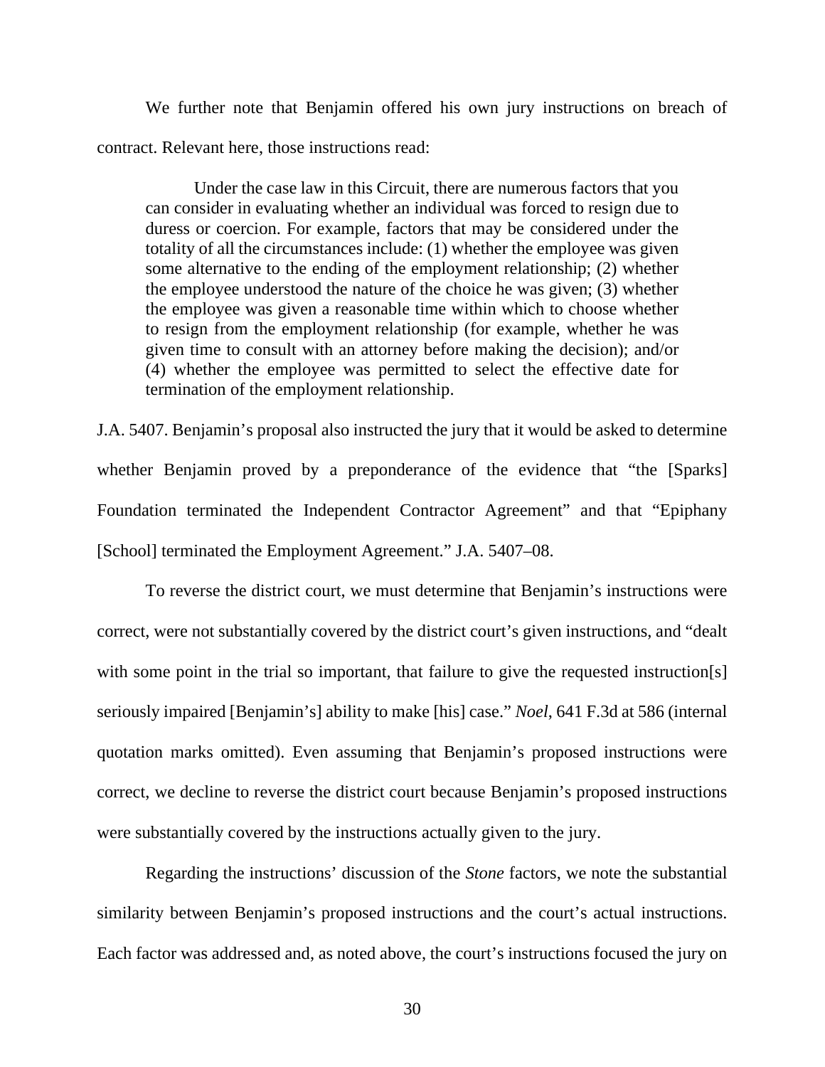We further note that Benjamin offered his own jury instructions on breach of contract. Relevant here, those instructions read:

> Under the case law in this Circuit, there are numerous factors that you can consider in evaluating whether an individual was forced to resign due to duress or coercion. For example, factors that may be considered under the totality of all the circumstances include: (1) whether the employee was given some alternative to the ending of the employment relationship; (2) whether the employee understood the nature of the choice he was given; (3) whether the employee was given a reasonable time within which to choose whether to resign from the employment relationship (for example, whether he was given time to consult with an attorney before making the decision); and/or (4) whether the employee was permitted to select the effective date for termination of the employment relationship.

J.A. 5407. Benjamin's proposal also instructed the jury that it would be asked to determine whether Benjamin proved by a preponderance of the evidence that "the [Sparks] Foundation terminated the Independent Contractor Agreement" and that "Epiphany [School] terminated the Employment Agreement." J.A. 5407–08.

To reverse the district court, we must determine that Benjamin's instructions were correct, were not substantially covered by the district court's given instructions, and "dealt with some point in the trial so important, that failure to give the requested instruction[s] seriously impaired [Benjamin's] ability to make [his] case." *Noel*, 641 F.3d at 586 (internal quotation marks omitted). Even assuming that Benjamin's proposed instructions were correct, we decline to reverse the district court because Benjamin's proposed instructions were substantially covered by the instructions actually given to the jury.

Regarding the instructions' discussion of the *Stone* factors, we note the substantial similarity between Benjamin's proposed instructions and the court's actual instructions. Each factor was addressed and, as noted above, the court's instructions focused the jury on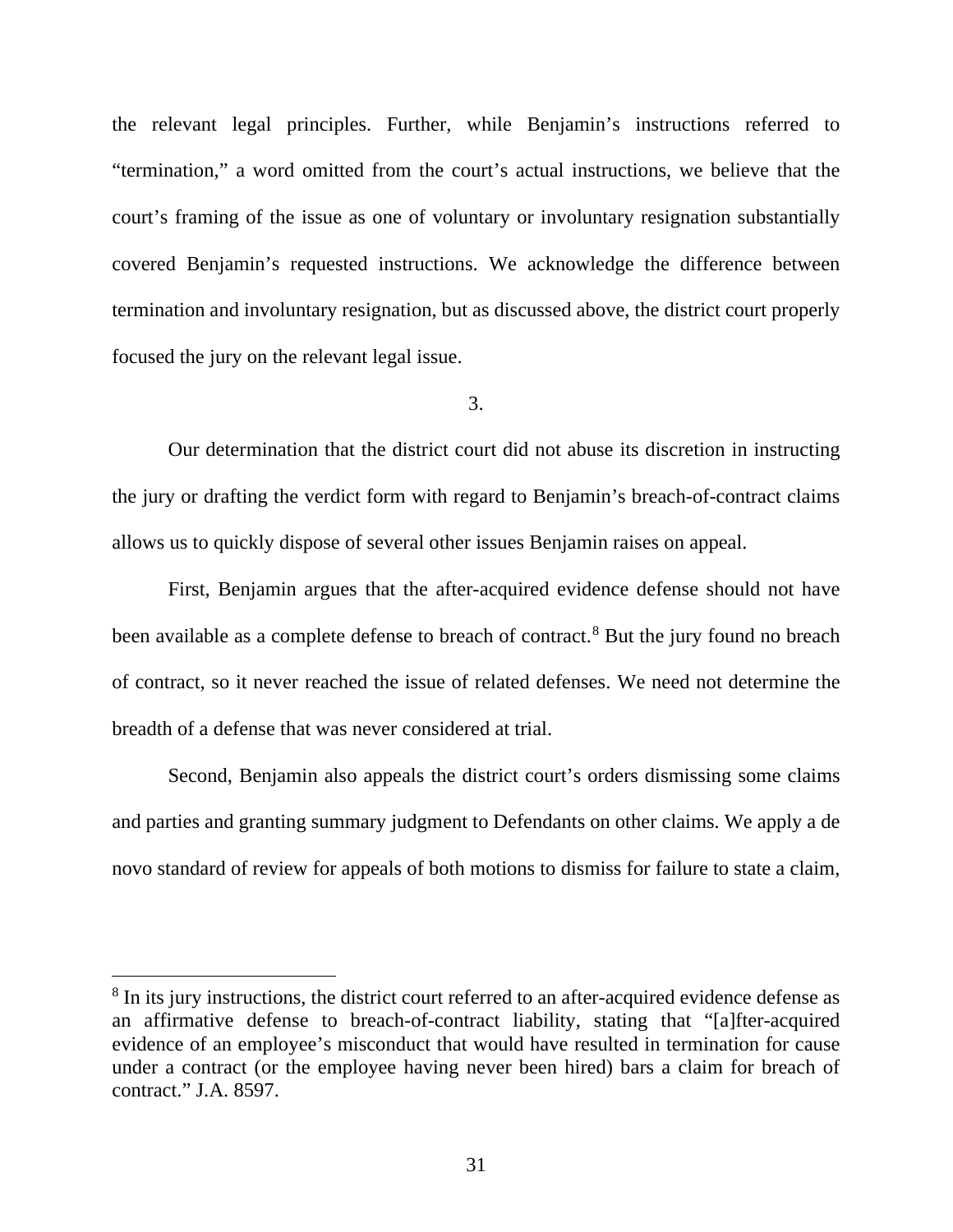the relevant legal principles. Further, while Benjamin's instructions referred to "termination," a word omitted from the court's actual instructions, we believe that the court's framing of the issue as one of voluntary or involuntary resignation substantially covered Benjamin's requested instructions. We acknowledge the difference between termination and involuntary resignation, but as discussed above, the district court properly focused the jury on the relevant legal issue.

3.

Our determination that the district court did not abuse its discretion in instructing the jury or drafting the verdict form with regard to Benjamin's breach-of-contract claims allows us to quickly dispose of several other issues Benjamin raises on appeal.

First, Benjamin argues that the after-acquired evidence defense should not have been available as a complete defense to breach of contract.[8] But the jury found no breach of contract, so it never reached the issue of related defenses. We need not determine the breadth of a defense that was never considered at trial.

Second, Benjamin also appeals the district court's orders dismissing some claims and parties and granting summary judgment to Defendants on other claims. We apply a de novo standard of review for appeals of both motions to dismiss for failure to state a claim,

---

[8] In its jury instructions, the district court referred to an after-acquired evidence defense as an affirmative defense to breach-of-contract liability, stating that "[a]fter-acquired evidence of an employee's misconduct that would have resulted in termination for cause under a contract (or the employee having never been hired) bars a claim for breach of contract." J.A. 8597.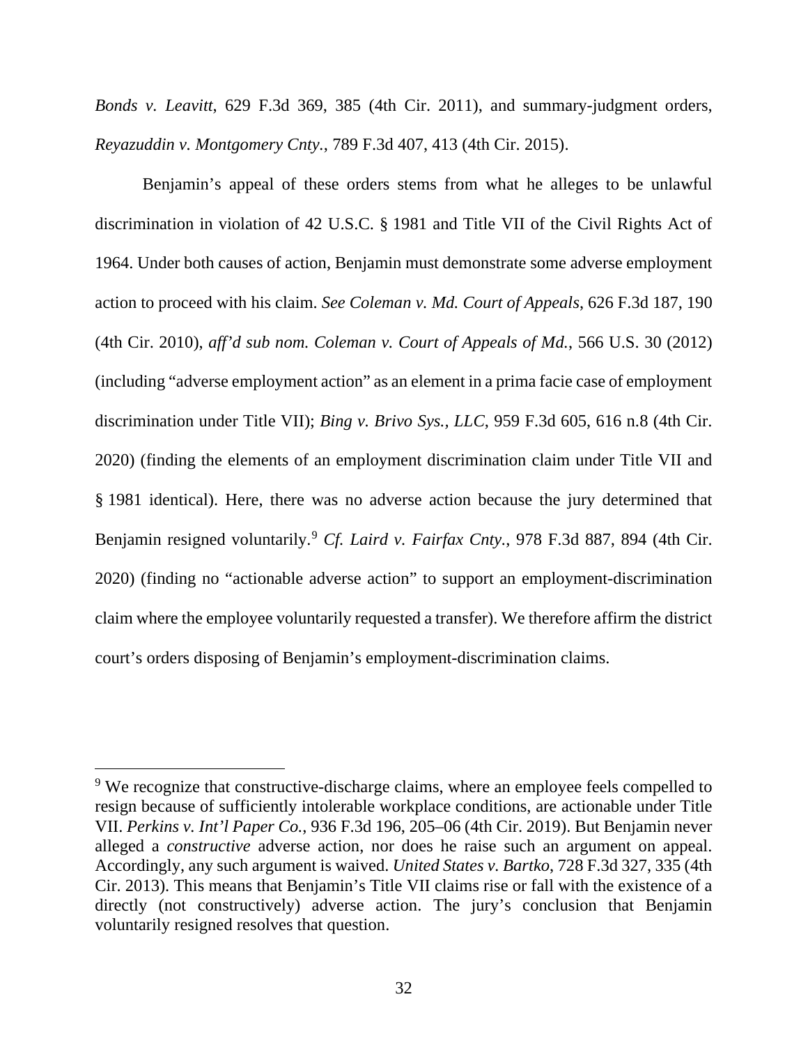*Bonds v. Leavitt*, 629 F.3d 369, 385 (4th Cir. 2011), and summary-judgment orders, *Reyazuddin v. Montgomery Cnty.*, 789 F.3d 407, 413 (4th Cir. 2015).

Benjamin's appeal of these orders stems from what he alleges to be unlawful discrimination in violation of 42 U.S.C. § 1981 and Title VII of the Civil Rights Act of 1964. Under both causes of action, Benjamin must demonstrate some adverse employment action to proceed with his claim. *See Coleman v. Md. Court of Appeals*, 626 F.3d 187, 190 (4th Cir. 2010), *aff'd sub nom. Coleman v. Court of Appeals of Md.*, 566 U.S. 30 (2012) (including "adverse employment action" as an element in a prima facie case of employment discrimination under Title VII); *Bing v. Brivo Sys., LLC*, 959 F.3d 605, 616 n.8 (4th Cir. 2020) (finding the elements of an employment discrimination claim under Title VII and § 1981 identical). Here, there was no adverse action because the jury determined that Benjamin resigned voluntarily.[9] *Cf. Laird v. Fairfax Cnty.*, 978 F.3d 887, 894 (4th Cir. 2020) (finding no "actionable adverse action" to support an employment-discrimination claim where the employee voluntarily requested a transfer). We therefore affirm the district court's orders disposing of Benjamin's employment-discrimination claims.

---

[9] We recognize that constructive-discharge claims, where an employee feels compelled to resign because of sufficiently intolerable workplace conditions, are actionable under Title VII. *Perkins v. Int'l Paper Co.*, 936 F.3d 196, 205–06 (4th Cir. 2019). But Benjamin never alleged a *constructive* adverse action, nor does he raise such an argument on appeal. Accordingly, any such argument is waived. *United States v. Bartko*, 728 F.3d 327, 335 (4th Cir. 2013). This means that Benjamin's Title VII claims rise or fall with the existence of a directly (not constructively) adverse action. The jury's conclusion that Benjamin voluntarily resigned resolves that question.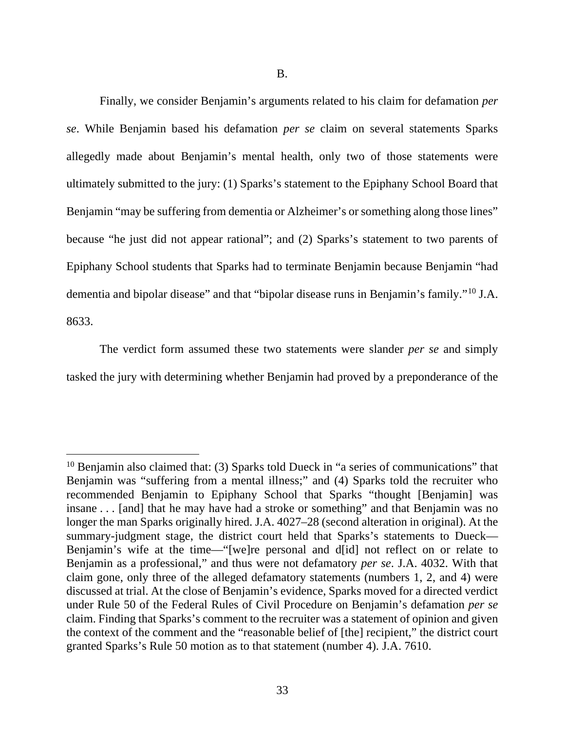B.

Finally, we consider Benjamin's arguments related to his claim for defamation *per se*. While Benjamin based his defamation *per se* claim on several statements Sparks allegedly made about Benjamin's mental health, only two of those statements were ultimately submitted to the jury: (1) Sparks's statement to the Epiphany School Board that Benjamin "may be suffering from dementia or Alzheimer's or something along those lines" because "he just did not appear rational"; and (2) Sparks's statement to two parents of Epiphany School students that Sparks had to terminate Benjamin because Benjamin "had dementia and bipolar disease" and that "bipolar disease runs in Benjamin's family."[10] J.A. 8633.

The verdict form assumed these two statements were slander *per se* and simply tasked the jury with determining whether Benjamin had proved by a preponderance of the

[10] Benjamin also claimed that: (3) Sparks told Dueck in "a series of communications" that Benjamin was "suffering from a mental illness;" and (4) Sparks told the recruiter who recommended Benjamin to Epiphany School that Sparks "thought [Benjamin] was insane . . . [and] that he may have had a stroke or something" and that Benjamin was no longer the man Sparks originally hired. J.A. 4027–28 (second alteration in original). At the summary-judgment stage, the district court held that Sparks's statements to Dueck—Benjamin's wife at the time—"[we]re personal and d[id] not reflect on or relate to Benjamin as a professional," and thus were not defamatory *per se*. J.A. 4032. With that claim gone, only three of the alleged defamatory statements (numbers 1, 2, and 4) were discussed at trial. At the close of Benjamin's evidence, Sparks moved for a directed verdict under Rule 50 of the Federal Rules of Civil Procedure on Benjamin's defamation *per se* claim. Finding that Sparks's comment to the recruiter was a statement of opinion and given the context of the comment and the "reasonable belief of [the] recipient," the district court granted Sparks's Rule 50 motion as to that statement (number 4). J.A. 7610.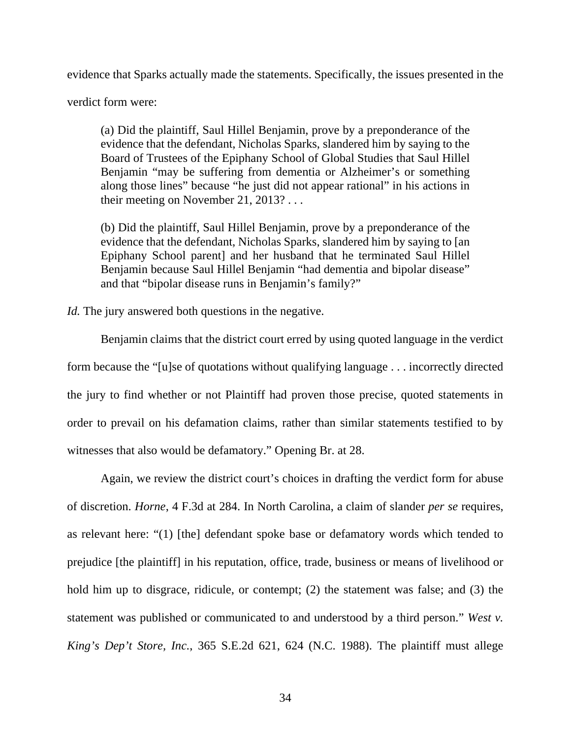evidence that Sparks actually made the statements. Specifically, the issues presented in the verdict form were:

> (a) Did the plaintiff, Saul Hillel Benjamin, prove by a preponderance of the evidence that the defendant, Nicholas Sparks, slandered him by saying to the Board of Trustees of the Epiphany School of Global Studies that Saul Hillel Benjamin "may be suffering from dementia or Alzheimer's or something along those lines" because "he just did not appear rational" in his actions in their meeting on November 21, 2013? . . .
>
> (b) Did the plaintiff, Saul Hillel Benjamin, prove by a preponderance of the evidence that the defendant, Nicholas Sparks, slandered him by saying to [an Epiphany School parent] and her husband that he terminated Saul Hillel Benjamin because Saul Hillel Benjamin "had dementia and bipolar disease" and that "bipolar disease runs in Benjamin's family?"

*Id.* The jury answered both questions in the negative.

Benjamin claims that the district court erred by using quoted language in the verdict form because the "[u]se of quotations without qualifying language . . . incorrectly directed the jury to find whether or not Plaintiff had proven those precise, quoted statements in order to prevail on his defamation claims, rather than similar statements testified to by witnesses that also would be defamatory." Opening Br. at 28.

Again, we review the district court's choices in drafting the verdict form for abuse of discretion. *Horne*, 4 F.3d at 284. In North Carolina, a claim of slander *per se* requires, as relevant here: "(1) [the] defendant spoke base or defamatory words which tended to prejudice [the plaintiff] in his reputation, office, trade, business or means of livelihood or hold him up to disgrace, ridicule, or contempt; (2) the statement was false; and (3) the statement was published or communicated to and understood by a third person." *West v. King's Dep't Store, Inc.*, 365 S.E.2d 621, 624 (N.C. 1988). The plaintiff must allege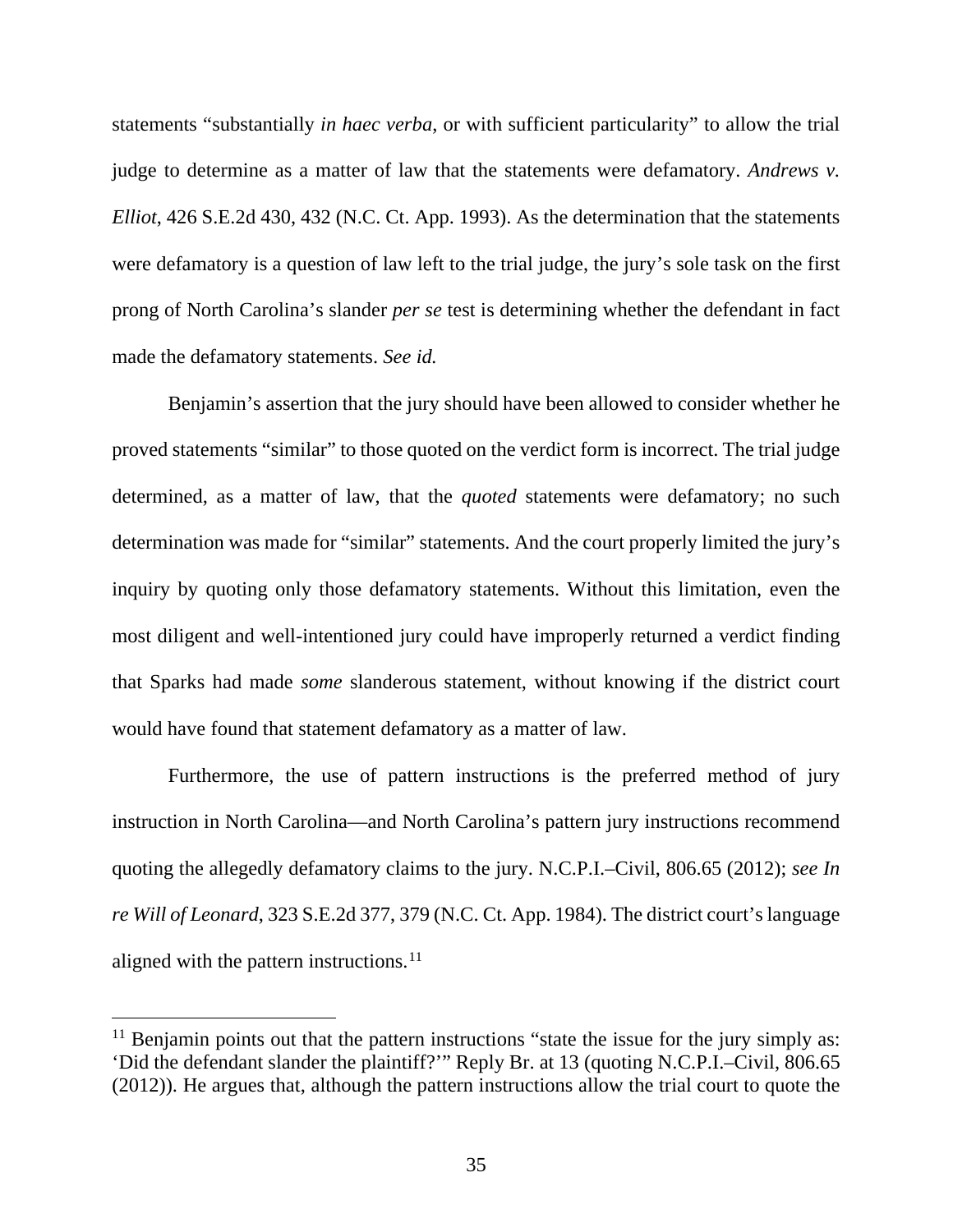statements "substantially *in haec verba*, or with sufficient particularity" to allow the trial judge to determine as a matter of law that the statements were defamatory. *Andrews v. Elliot*, 426 S.E.2d 430, 432 (N.C. Ct. App. 1993). As the determination that the statements were defamatory is a question of law left to the trial judge, the jury's sole task on the first prong of North Carolina's slander *per se* test is determining whether the defendant in fact made the defamatory statements. *See id.*

Benjamin's assertion that the jury should have been allowed to consider whether he proved statements "similar" to those quoted on the verdict form is incorrect. The trial judge determined, as a matter of law, that the *quoted* statements were defamatory; no such determination was made for "similar" statements. And the court properly limited the jury's inquiry by quoting only those defamatory statements. Without this limitation, even the most diligent and well-intentioned jury could have improperly returned a verdict finding that Sparks had made *some* slanderous statement, without knowing if the district court would have found that statement defamatory as a matter of law.

Furthermore, the use of pattern instructions is the preferred method of jury instruction in North Carolina—and North Carolina's pattern jury instructions recommend quoting the allegedly defamatory claims to the jury. N.C.P.I.–Civil, 806.65 (2012); *see In re Will of Leonard*, 323 S.E.2d 377, 379 (N.C. Ct. App. 1984). The district court's language aligned with the pattern instructions.[11]

---

[11] Benjamin points out that the pattern instructions "state the issue for the jury simply as: 'Did the defendant slander the plaintiff?'" Reply Br. at 13 (quoting N.C.P.I.–Civil, 806.65 (2012)). He argues that, although the pattern instructions allow the trial court to quote the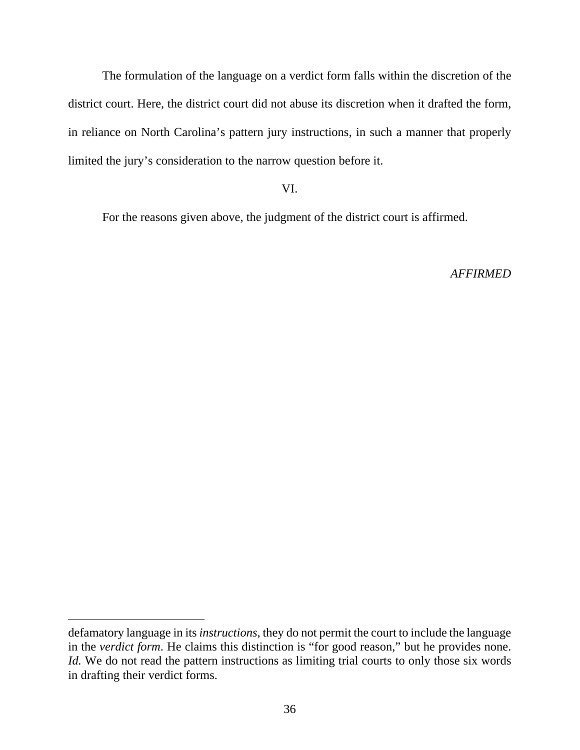The formulation of the language on a verdict form falls within the discretion of the district court. Here, the district court did not abuse its discretion when it drafted the form, in reliance on North Carolina's pattern jury instructions, in such a manner that properly limited the jury's consideration to the narrow question before it.

## VI.

For the reasons given above, the judgment of the district court is affirmed.

*AFFIRMED*

---

defamatory language in its *instructions*, they do not permit the court to include the language in the *verdict form*. He claims this distinction is "for good reason," but he provides none. *Id.* We do not read the pattern instructions as limiting trial courts to only those six words in drafting their verdict forms.